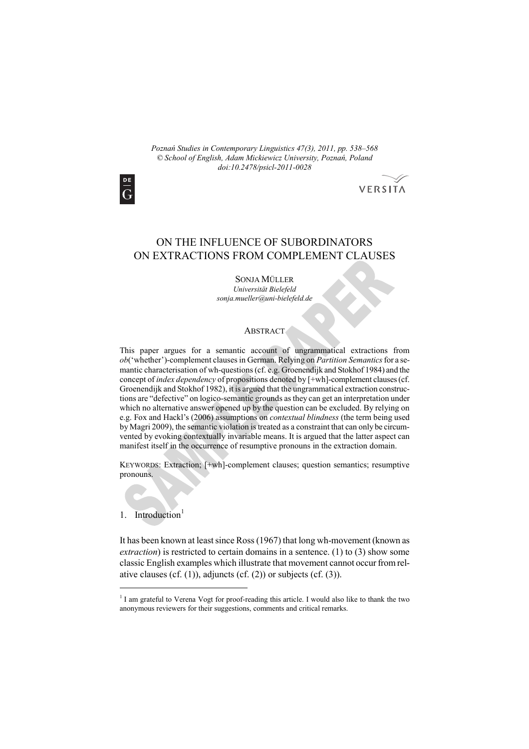*Poznań Studies in Contemporary Linguistics 47(3), 2011, pp. 538–568*
*© School of English, Adam Mickiewicz University, Poznań, Poland*
*doi:10.2478/psicl-2011-0028*

# ON THE INFLUENCE OF SUBORDINATORS ON EXTRACTIONS FROM COMPLEMENT CLAUSES

SONJA MÜLLER
*Universität Bielefeld*
*sonja.mueller@uni-bielefeld.de*

## ABSTRACT

This paper argues for a semantic account of ungrammatical extractions from *ob*('whether')-complement clauses in German. Relying on *Partition Semantics* for a semantic characterisation of wh-questions (cf. e.g. Groenendijk and Stokhof 1984) and the concept of *index dependency* of propositions denoted by [+wh]-complement clauses (cf. Groenendijk and Stokhof 1982), it is argued that the ungrammatical extraction constructions are "defective" on logico-semantic grounds as they can get an interpretation under which no alternative answer opened up by the question can be excluded. By relying on e.g. Fox and Hackl's (2006) assumptions on *contextual blindness* (the term being used by Magri 2009), the semantic violation is treated as a constraint that can only be circumvented by evoking contextually invariable means. It is argued that the latter aspect can manifest itself in the occurrence of resumptive pronouns in the extraction domain.

KEYWORDS: Extraction; [+wh]-complement clauses; question semantics; resumptive pronouns.

## 1. Introduction[1]

It has been known at least since Ross (1967) that long wh-movement (known as *extraction*) is restricted to certain domains in a sentence. (1) to (3) show some classic English examples which illustrate that movement cannot occur from relative clauses (cf. (1)), adjuncts (cf. (2)) or subjects (cf. (3)).

[1] I am grateful to Verena Vogt for proof-reading this article. I would also like to thank the two anonymous reviewers for their suggestions, comments and critical remarks.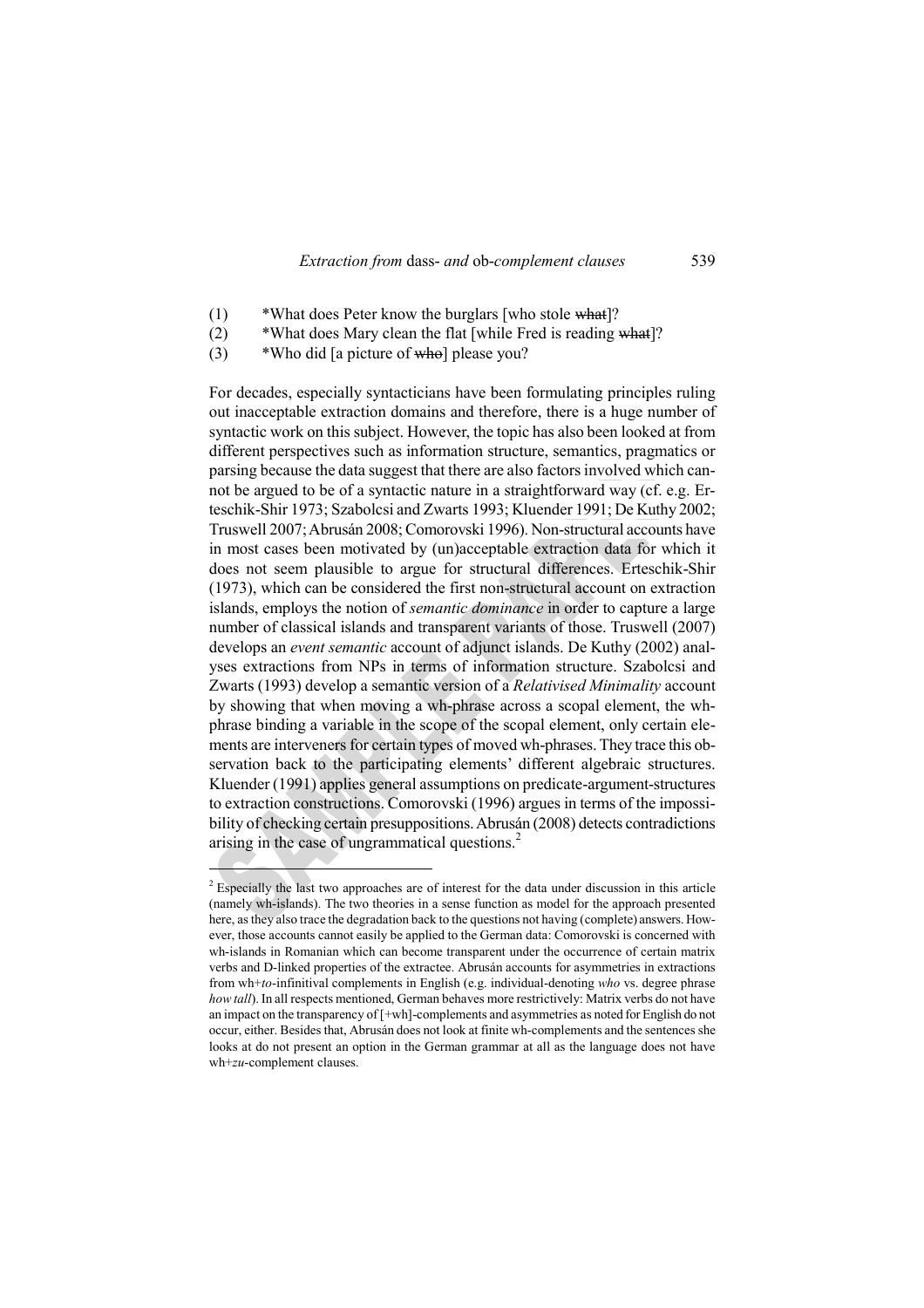(1) *What does Peter know the burglars [who stole ~~what~~]?

(2) *What does Mary clean the flat [while Fred is reading ~~what~~]?

(3) *Who did [a picture of ~~who~~] please you?

For decades, especially syntacticians have been formulating principles ruling out inacceptable extraction domains and therefore, there is a huge number of syntactic work on this subject. However, the topic has also been looked at from different perspectives such as information structure, semantics, pragmatics or parsing because the data suggest that there are also factors involved which cannot be argued to be of a syntactic nature in a straightforward way (cf. e.g. Erteschik-Shir 1973; Szabolcsi and Zwarts 1993; Kluender 1991; De Kuthy 2002; Truswell 2007; Abrusán 2008; Comorovski 1996). Non-structural accounts have in most cases been motivated by (un)acceptable extraction data for which it does not seem plausible to argue for structural differences. Erteschik-Shir (1973), which can be considered the first non-structural account on extraction islands, employs the notion of *semantic dominance* in order to capture a large number of classical islands and transparent variants of those. Truswell (2007) develops an *event semantic* account of adjunct islands. De Kuthy (2002) analyses extractions from NPs in terms of information structure. Szabolcsi and Zwarts (1993) develop a semantic version of a *Relativised Minimality* account by showing that when moving a wh-phrase across a scopal element, the wh-phrase binding a variable in the scope of the scopal element, only certain elements are interveners for certain types of moved wh-phrases. They trace this observation back to the participating elements' different algebraic structures. Kluender (1991) applies general assumptions on predicate-argument-structures to extraction constructions. Comorovski (1996) argues in terms of the impossibility of checking certain presuppositions. Abrusán (2008) detects contradictions arising in the case of ungrammatical questions.[2]

[2] Especially the last two approaches are of interest for the data under discussion in this article (namely wh-islands). The two theories in a sense function as model for the approach presented here, as they also trace the degradation back to the questions not having (complete) answers. However, those accounts cannot easily be applied to the German data: Comorovski is concerned with wh-islands in Romanian which can become transparent under the occurrence of certain matrix verbs and D-linked properties of the extractee. Abrusán accounts for asymmetries in extractions from wh+*to*-infinitival complements in English (e.g. individual-denoting *who* vs. degree phrase *how tall*). In all respects mentioned, German behaves more restrictively: Matrix verbs do not have an impact on the transparency of [+wh]-complements and asymmetries as noted for English do not occur, either. Besides that, Abrusán does not look at finite wh-complements and the sentences she looks at do not present an option in the German grammar at all as the language does not have wh+*zu*-complement clauses.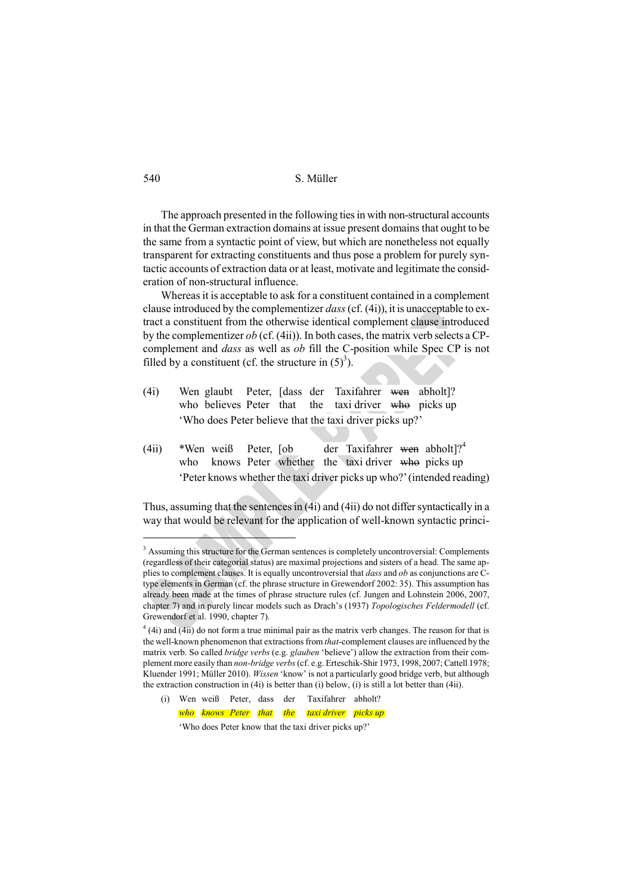The approach presented in the following ties in with non-structural accounts in that the German extraction domains at issue present domains that ought to be the same from a syntactic point of view, but which are nonetheless not equally transparent for extracting constituents and thus pose a problem for purely syntactic accounts of extraction data or at least, motivate and legitimate the consideration of non-structural influence.

Whereas it is acceptable to ask for a constituent contained in a complement clause introduced by the complementizer *dass* (cf. (4i)), it is unacceptable to extract a constituent from the otherwise identical complement clause introduced by the complementizer *ob* (cf. (4ii)). In both cases, the matrix verb selects a CP-complement and *dass* as well as *ob* fill the C-position while Spec CP is not filled by a constituent (cf. the structure in (5)[3]).

(4i) Wen glaubt Peter, [dass der Taxifahrer ~~wen~~ abholt]?
who believes Peter that the taxi driver ~~who~~ picks up
'Who does Peter believe that the taxi driver picks up?'

(4ii) \*Wen weiß Peter, [ob der Taxifahrer ~~wen~~ abholt]?[4]
who knows Peter whether the taxi driver ~~who~~ picks up
'Peter knows whether the taxi driver picks up who?' (intended reading)

Thus, assuming that the sentences in (4i) and (4ii) do not differ syntactically in a way that would be relevant for the application of well-known syntactic princi-

---

[3] Assuming this structure for the German sentences is completely uncontroversial: Complements (regardless of their categorial status) are maximal projections and sisters of a head. The same applies to complement clauses. It is equally uncontroversial that *dass* and *ob* as conjunctions are C-type elements in German (cf. the phrase structure in Grewendorf 2002: 35). This assumption has already been made at the times of phrase structure rules (cf. Jungen and Lohnstein 2006, 2007, chapter 7) and in purely linear models such as Drach's (1937) *Topologisches Feldermodell* (cf. Grewendorf et al. 1990, chapter 7).

[4] (4i) and (4ii) do not form a true minimal pair as the matrix verb changes. The reason for that is the well-known phenomenon that extractions from *that*-complement clauses are influenced by the matrix verb. So called *bridge verbs* (e.g. *glauben* 'believe') allow the extraction from their complement more easily than *non-bridge verbs* (cf. e.g. Erteschik-Shir 1973, 1998, 2007; Cattell 1978; Kluender 1991; Müller 2010). *Wissen* 'know' is not a particularly good bridge verb, but although the extraction construction in (4i) is better than (i) below, (i) is still a lot better than (4ii).

(i) Wen weiß Peter, dass der Taxifahrer abholt?
*who knows Peter that the taxi driver picks up*
'Who does Peter know that the taxi driver picks up?'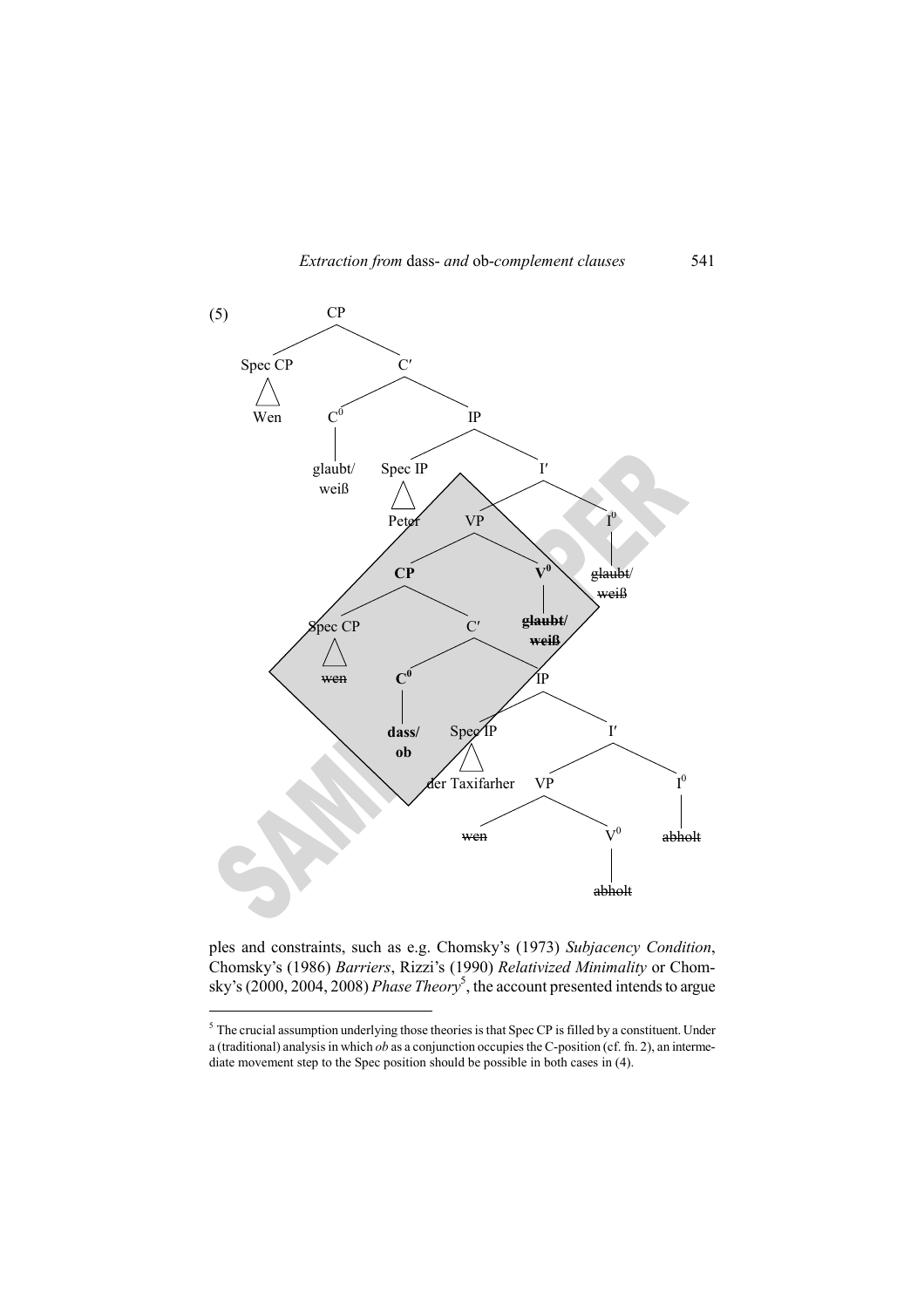(5)

CP

Spec CP

C′

Wen

$C^0$

IP

glaubt/ weiß

Spec IP

I′

Peter

VP

$I^0$

**CP**

**$V^0$**

~~glaubt/ weiß~~

Spec CP

C′

**~~glaubt/ weiß~~**

~~wen~~

**$C^0$**

IP

**dass/ ob**

Spec IP

I′

der Taxifarher

VP

$I^0$

~~wen~~

$V^0$

~~abholt~~

~~abholt~~

ples and constraints, such as e.g. Chomsky's (1973) *Subjacency Condition*, Chomsky's (1986) *Barriers*, Rizzi's (1990) *Relativized Minimality* or Chomsky's (2000, 2004, 2008) *Phase Theory*[5], the account presented intends to argue

[5] The crucial assumption underlying those theories is that Spec CP is filled by a constituent. Under a (traditional) analysis in which *ob* as a conjunction occupies the C-position (cf. fn. 2), an intermediate movement step to the Spec position should be possible in both cases in (4).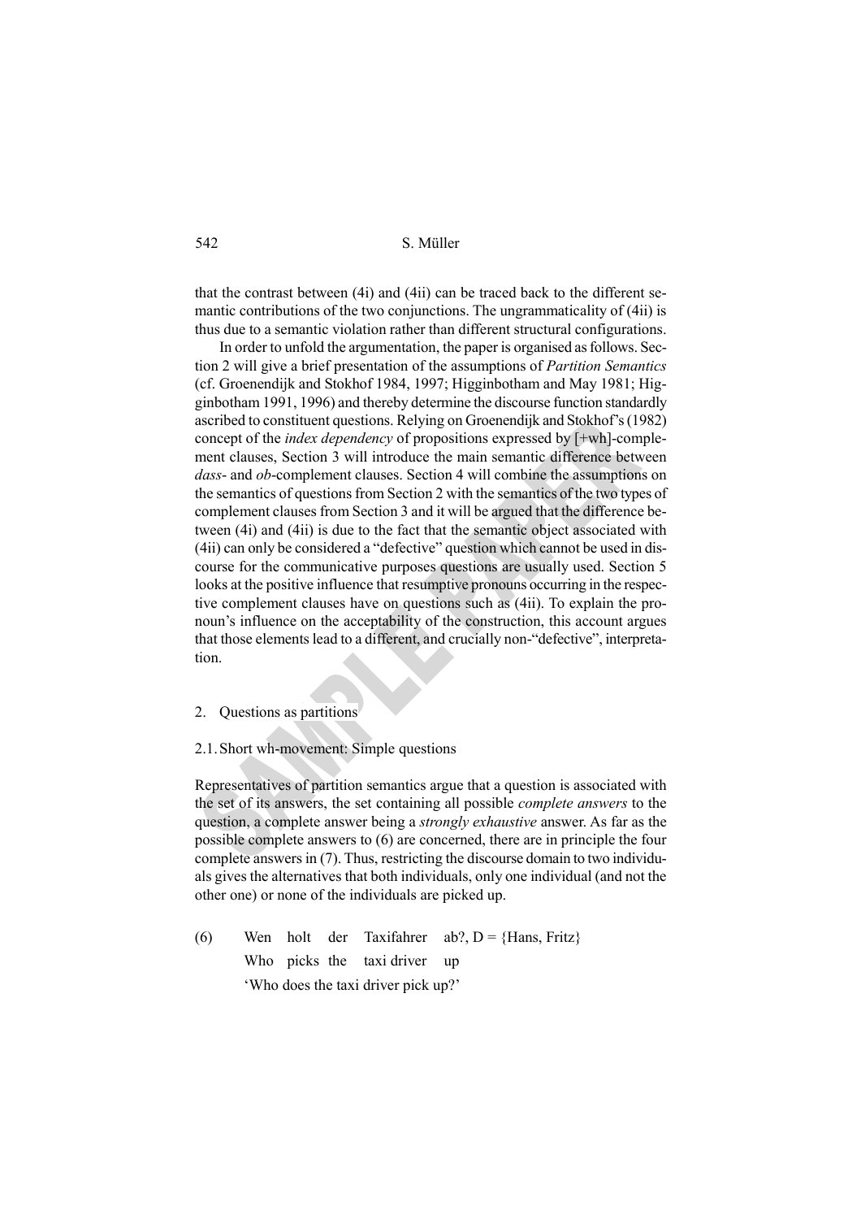that the contrast between (4i) and (4ii) can be traced back to the different semantic contributions of the two conjunctions. The ungrammaticality of (4ii) is thus due to a semantic violation rather than different structural configurations.

In order to unfold the argumentation, the paper is organised as follows. Section 2 will give a brief presentation of the assumptions of *Partition Semantics* (cf. Groenendijk and Stokhof 1984, 1997; Higginbotham and May 1981; Higginbotham 1991, 1996) and thereby determine the discourse function standardly ascribed to constituent questions. Relying on Groenendijk and Stokhof's (1982) concept of the *index dependency* of propositions expressed by [+wh]-complement clauses, Section 3 will introduce the main semantic difference between *dass*- and *ob*-complement clauses. Section 4 will combine the assumptions on the semantics of questions from Section 2 with the semantics of the two types of complement clauses from Section 3 and it will be argued that the difference between (4i) and (4ii) is due to the fact that the semantic object associated with (4ii) can only be considered a "defective" question which cannot be used in discourse for the communicative purposes questions are usually used. Section 5 looks at the positive influence that resumptive pronouns occurring in the respective complement clauses have on questions such as (4ii). To explain the pronoun's influence on the acceptability of the construction, this account argues that those elements lead to a different, and crucially non-"defective", interpretation.

## 2. Questions as partitions

### 2.1. Short wh-movement: Simple questions

Representatives of partition semantics argue that a question is associated with the set of its answers, the set containing all possible *complete answers* to the question, a complete answer being a *strongly exhaustive* answer. As far as the possible complete answers to (6) are concerned, there are in principle the four complete answers in (7). Thus, restricting the discourse domain to two individuals gives the alternatives that both individuals, only one individual (and not the other one) or none of the individuals are picked up.

(6) Wen holt der Taxifahrer ab?, D = {Hans, Fritz}
Who picks the taxi driver up
'Who does the taxi driver pick up?'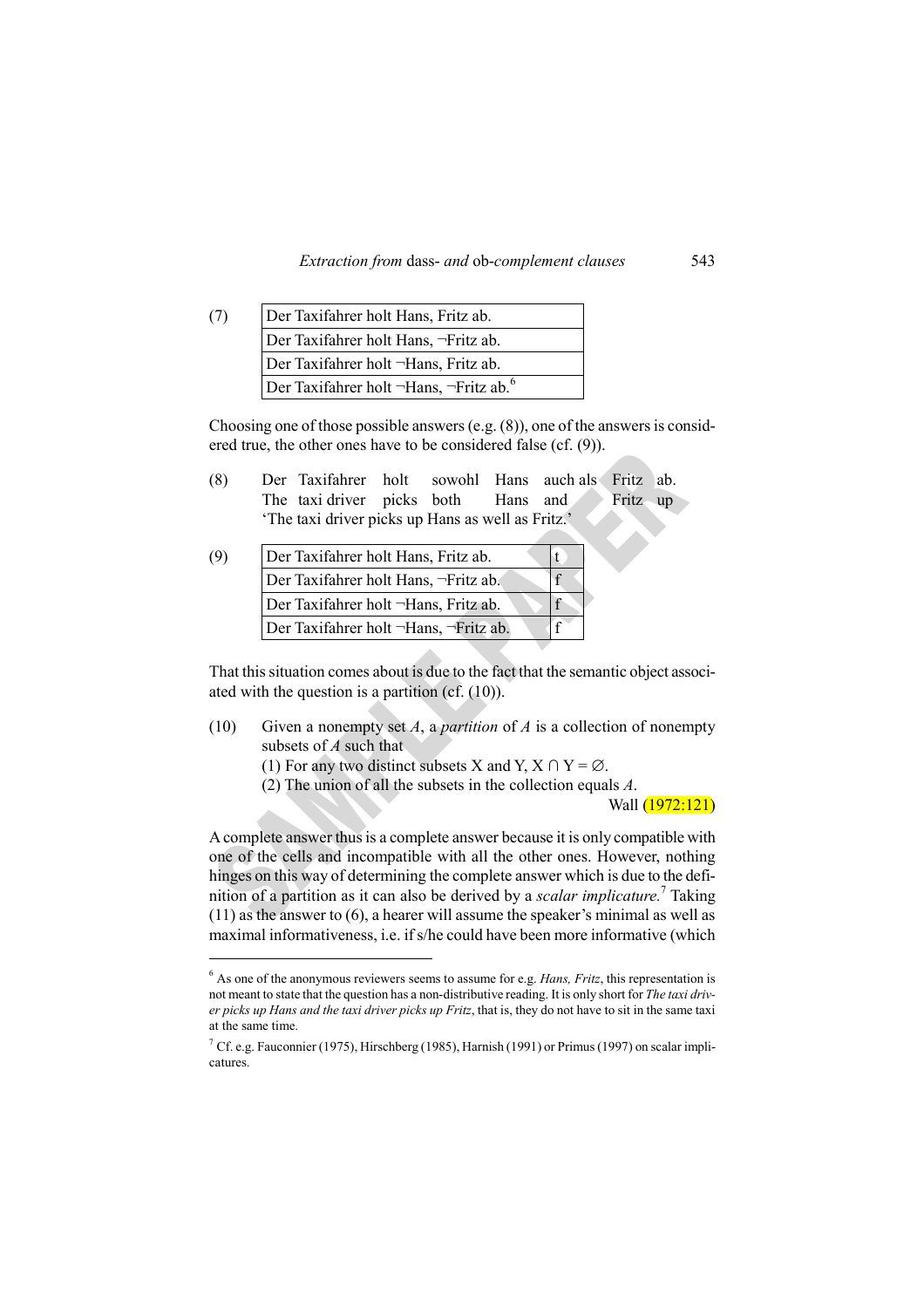(7)

| |
|---|
| Der Taxifahrer holt Hans, Fritz ab. |
| Der Taxifahrer holt Hans, ¬Fritz ab. |
| Der Taxifahrer holt ¬Hans, Fritz ab. |
| Der Taxifahrer holt ¬Hans, ¬Fritz ab.[6] |

Choosing one of those possible answers (e.g. (8)), one of the answers is considered true, the other ones have to be considered false (cf. (9)).

(8) Der Taxifahrer holt sowohl Hans auch als Fritz ab.
The taxi driver picks both Hans and Fritz up
'The taxi driver picks up Hans as well as Fritz.'

(9)

| | |
|---|---|
| Der Taxifahrer holt Hans, Fritz ab. | t |
| Der Taxifahrer holt Hans, ¬Fritz ab. | f |
| Der Taxifahrer holt ¬Hans, Fritz ab. | f |
| Der Taxifahrer holt ¬Hans, ¬Fritz ab. | f |

That this situation comes about is due to the fact that the semantic object associated with the question is a partition (cf. (10)).

(10) Given a nonempty set $A$, a *partition* of $A$ is a collection of nonempty subsets of $A$ such that
(1) For any two distinct subsets X and Y, $X \cap Y = \varnothing$.
(2) The union of all the subsets in the collection equals $A$.
Wall (1972:121)

A complete answer thus is a complete answer because it is only compatible with one of the cells and incompatible with all the other ones. However, nothing hinges on this way of determining the complete answer which is due to the definition of a partition as it can also be derived by a *scalar implicature.*[7] Taking (11) as the answer to (6), a hearer will assume the speaker's minimal as well as maximal informativeness, i.e. if s/he could have been more informative (which

[6] As one of the anonymous reviewers seems to assume for e.g. *Hans, Fritz*, this representation is not meant to state that the question has a non-distributive reading. It is only short for *The taxi driver picks up Hans and the taxi driver picks up Fritz*, that is, they do not have to sit in the same taxi at the same time.

[7] Cf. e.g. Fauconnier (1975), Hirschberg (1985), Harnish (1991) or Primus (1997) on scalar implicatures.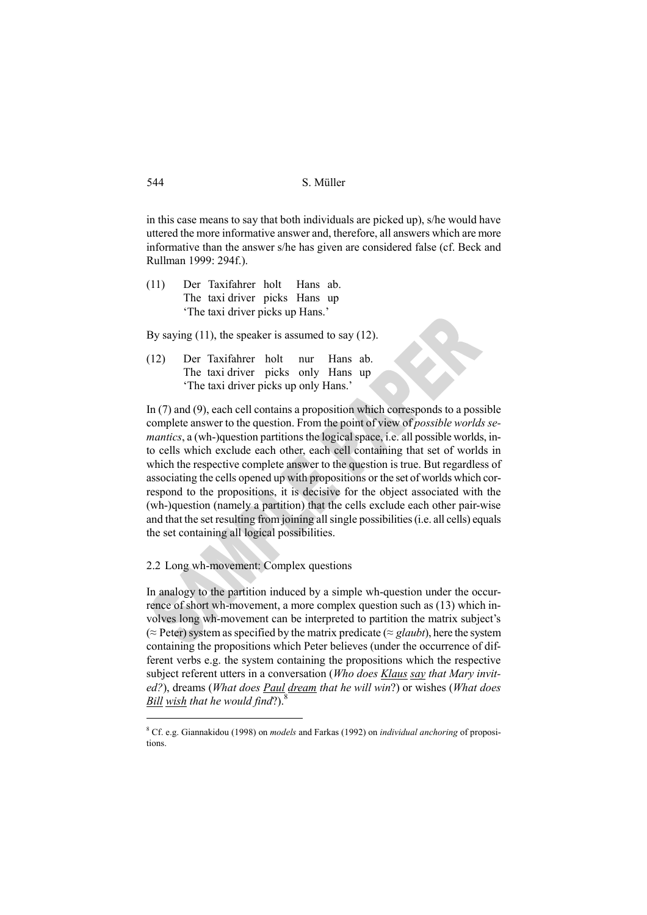in this case means to say that both individuals are picked up), s/he would have uttered the more informative answer and, therefore, all answers which are more informative than the answer s/he has given are considered false (cf. Beck and Rullman 1999: 294f.).

(11) Der Taxifahrer holt Hans ab.
 The taxi driver picks Hans up
 'The taxi driver picks up Hans.'

By saying (11), the speaker is assumed to say (12).

(12) Der Taxifahrer holt nur Hans ab.
 The taxi driver picks only Hans up
 'The taxi driver picks up only Hans.'

In (7) and (9), each cell contains a proposition which corresponds to a possible complete answer to the question. From the point of view of *possible worlds semantics*, a (wh-)question partitions the logical space, i.e. all possible worlds, into cells which exclude each other, each cell containing that set of worlds in which the respective complete answer to the question is true. But regardless of associating the cells opened up with propositions or the set of worlds which correspond to the propositions, it is decisive for the object associated with the (wh-)question (namely a partition) that the cells exclude each other pair-wise and that the set resulting from joining all single possibilities (i.e. all cells) equals the set containing all logical possibilities.

### 2.2 Long wh-movement: Complex questions

In analogy to the partition induced by a simple wh-question under the occurrence of short wh-movement, a more complex question such as (13) which involves long wh-movement can be interpreted to partition the matrix subject's (≈ Peter) system as specified by the matrix predicate (≈ *glaubt*), here the system containing the propositions which Peter believes (under the occurrence of different verbs e.g. the system containing the propositions which the respective subject referent utters in a conversation (*Who does Klaus say that Mary invited?*), dreams (*What does Paul dream that he will win*?) or wishes (*What does Bill wish that he would find*?).[8]

[8] Cf. e.g. Giannakidou (1998) on *models* and Farkas (1992) on *individual anchoring* of propositions.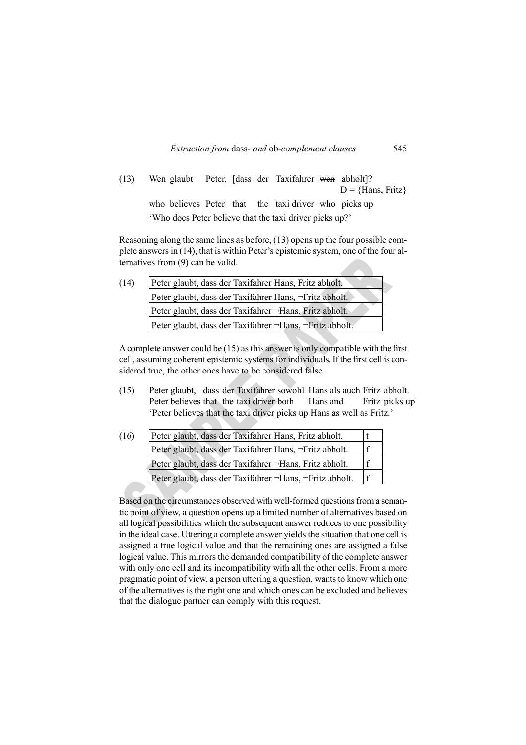(13) Wen glaubt Peter, [dass der Taxifahrer ~~wen~~ abholt]? D = {Hans, Fritz}
who believes Peter that the taxi driver ~~who~~ picks up
'Who does Peter believe that the taxi driver picks up?'

Reasoning along the same lines as before, (13) opens up the four possible complete answers in (14), that is within Peter's epistemic system, one of the four alternatives from (9) can be valid.

(14)

| |
|---|
| Peter glaubt, dass der Taxifahrer Hans, Fritz abholt. |
| Peter glaubt, dass der Taxifahrer Hans, ¬Fritz abholt. |
| Peter glaubt, dass der Taxifahrer ¬Hans, Fritz abholt. |
| Peter glaubt, dass der Taxifahrer ¬Hans, ¬Fritz abholt. |

A complete answer could be (15) as this answer is only compatible with the first cell, assuming coherent epistemic systems for individuals. If the first cell is considered true, the other ones have to be considered false.

(15) Peter glaubt, dass der Taxifahrer sowohl Hans als auch Fritz abholt.
Peter believes that the taxi driver both Hans and Fritz picks up
'Peter believes that the taxi driver picks up Hans as well as Fritz.'

(16)

| | |
|---|---|
| Peter glaubt, dass der Taxifahrer Hans, Fritz abholt. | t |
| Peter glaubt, dass der Taxifahrer Hans, ¬Fritz abholt. | f |
| Peter glaubt, dass der Taxifahrer ¬Hans, Fritz abholt. | f |
| Peter glaubt, dass der Taxifahrer ¬Hans, ¬Fritz abholt. | f |

Based on the circumstances observed with well-formed questions from a semantic point of view, a question opens up a limited number of alternatives based on all logical possibilities which the subsequent answer reduces to one possibility in the ideal case. Uttering a complete answer yields the situation that one cell is assigned a true logical value and that the remaining ones are assigned a false logical value. This mirrors the demanded compatibility of the complete answer with only one cell and its incompatibility with all the other cells. From a more pragmatic point of view, a person uttering a question, wants to know which one of the alternatives is the right one and which ones can be excluded and believes that the dialogue partner can comply with this request.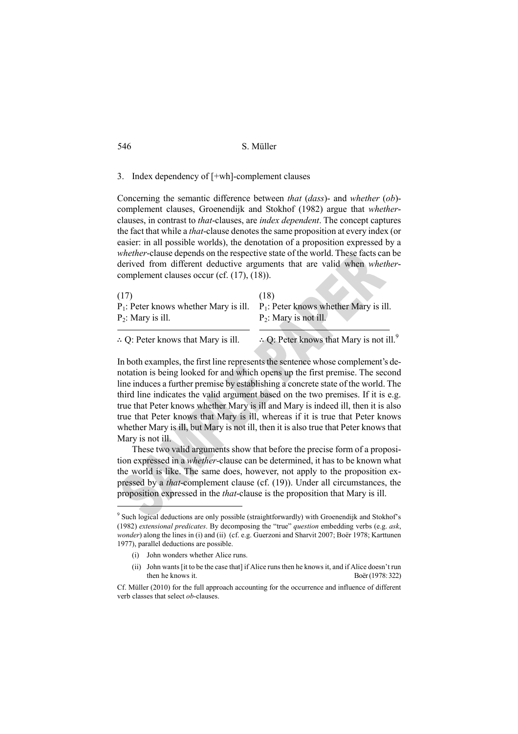## 3. Index dependency of [+wh]-complement clauses

Concerning the semantic difference between *that* (*dass*)- and *whether* (*ob*)-complement clauses, Groenendijk and Stokhof (1982) argue that *whether*-clauses, in contrast to *that*-clauses, are *index dependent*. The concept captures the fact that while a *that*-clause denotes the same proposition at every index (or easier: in all possible worlds), the denotation of a proposition expressed by a *whether*-clause depends on the respective state of the world. These facts can be derived from different deductive arguments that are valid when *whether*-complement clauses occur (cf. (17), (18)).

(17)
$P_1$: Peter knows whether Mary is ill.
$P_2$: Mary is ill.

---

∴ Q: Peter knows that Mary is ill.

(18)
$P_1$: Peter knows whether Mary is ill.
$P_2$: Mary is not ill.

---

∴ Q: Peter knows that Mary is not ill.[9]

In both examples, the first line represents the sentence whose complement's denotation is being looked for and which opens up the first premise. The second line induces a further premise by establishing a concrete state of the world. The third line indicates the valid argument based on the two premises. If it is e.g. true that Peter knows whether Mary is ill and Mary is indeed ill, then it is also true that Peter knows that Mary is ill, whereas if it is true that Peter knows whether Mary is ill, but Mary is not ill, then it is also true that Peter knows that Mary is not ill.

These two valid arguments show that before the precise form of a proposition expressed in a *whether*-clause can be determined, it has to be known what the world is like. The same does, however, not apply to the proposition expressed by a *that*-complement clause (cf. (19)). Under all circumstances, the proposition expressed in the *that*-clause is the proposition that Mary is ill.

---

[9] Such logical deductions are only possible (straightforwardly) with Groenendijk and Stokhof's (1982) *extensional predicates*. By decomposing the "true" *question* embedding verbs (e.g. *ask*, *wonder*) along the lines in (i) and (ii) (cf. e.g. Guerzoni and Sharvit 2007; Boër 1978; Karttunen 1977), parallel deductions are possible.

(i) John wonders whether Alice runs.

(ii) John wants [it to be the case that] if Alice runs then he knows it, and if Alice doesn't run then he knows it. Boër (1978: 322)

Cf. Müller (2010) for the full approach accounting for the occurrence and influence of different verb classes that select *ob*-clauses.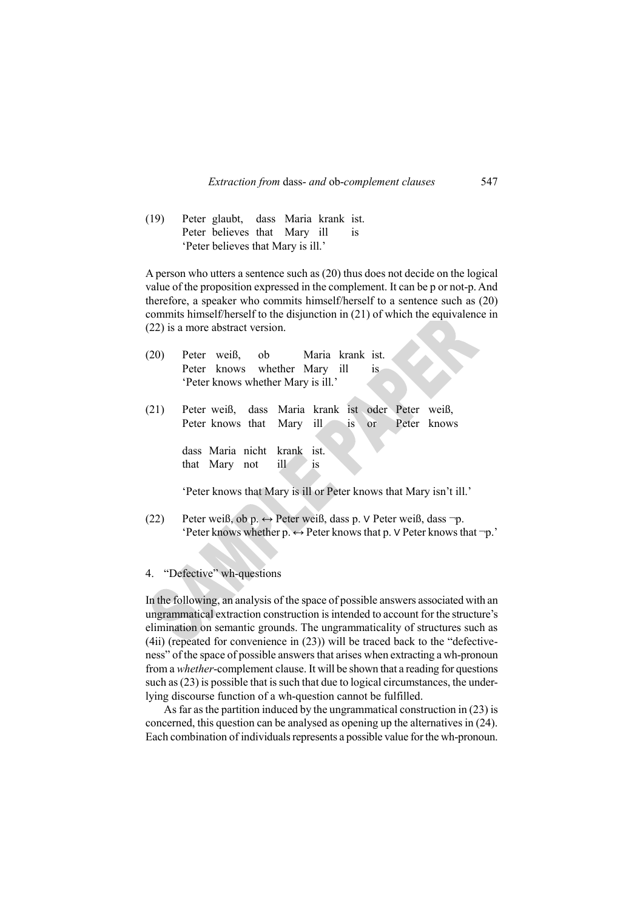(19) Peter glaubt, dass Maria krank ist.
Peter believes that Mary ill is
'Peter believes that Mary is ill.'

A person who utters a sentence such as (20) thus does not decide on the logical value of the proposition expressed in the complement. It can be p or not-p. And therefore, a speaker who commits himself/herself to a sentence such as (20) commits himself/herself to the disjunction in (21) of which the equivalence in (22) is a more abstract version.

(20) Peter weiß, ob Maria krank ist.
Peter knows whether Mary ill is
'Peter knows whether Mary is ill.'

(21) Peter weiß, dass Maria krank ist oder Peter weiß,
Peter knows that Mary ill is or Peter knows

dass Maria nicht krank ist.
that Mary not ill is

'Peter knows that Mary is ill or Peter knows that Mary isn't ill.'

(22) Peter weiß, ob p. $\leftrightarrow$ Peter weiß, dass p. $\vee$ Peter weiß, dass $\neg$p.
'Peter knows whether p. $\leftrightarrow$ Peter knows that p. $\vee$ Peter knows that $\neg$p.'

## 4. "Defective" wh-questions

In the following, an analysis of the space of possible answers associated with an ungrammatical extraction construction is intended to account for the structure's elimination on semantic grounds. The ungrammaticality of structures such as (4ii) (repeated for convenience in (23)) will be traced back to the "defectiveness" of the space of possible answers that arises when extracting a wh-pronoun from a *whether*-complement clause. It will be shown that a reading for questions such as (23) is possible that is such that due to logical circumstances, the underlying discourse function of a wh-question cannot be fulfilled.

As far as the partition induced by the ungrammatical construction in (23) is concerned, this question can be analysed as opening up the alternatives in (24). Each combination of individuals represents a possible value for the wh-pronoun.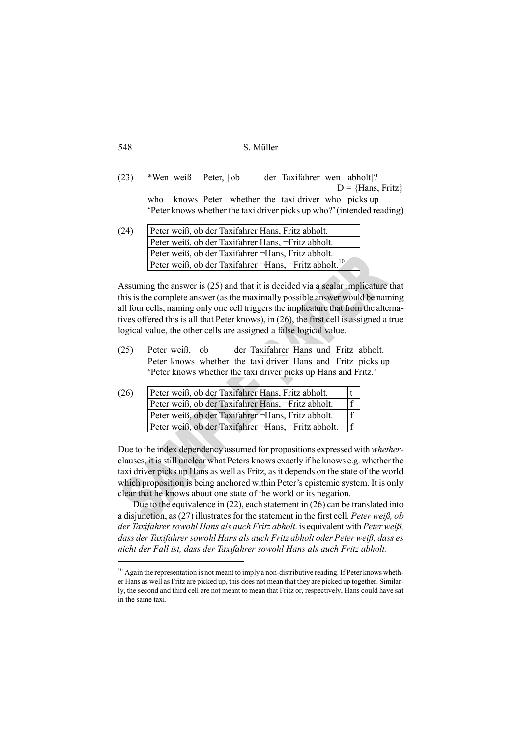(23) \*Wen weiß Peter, [ob der Taxifahrer ~~wen~~ abholt]? D = {Hans, Fritz}
who knows Peter whether the taxi driver ~~who~~ picks up
'Peter knows whether the taxi driver picks up who?' (intended reading)

(24)

| |
|---|
| Peter weiß, ob der Taxifahrer Hans, Fritz abholt. |
| Peter weiß, ob der Taxifahrer Hans, ¬Fritz abholt. |
| Peter weiß, ob der Taxifahrer ¬Hans, Fritz abholt. |
| Peter weiß, ob der Taxifahrer ¬Hans, ¬Fritz abholt.[10] |

Assuming the answer is (25) and that it is decided via a scalar implicature that this is the complete answer (as the maximally possible answer would be naming all four cells, naming only one cell triggers the implicature that from the alternatives offered this is all that Peter knows), in (26), the first cell is assigned a true logical value, the other cells are assigned a false logical value.

(25) Peter weiß, ob der Taxifahrer Hans und Fritz abholt.
Peter knows whether the taxi driver Hans and Fritz picks up
'Peter knows whether the taxi driver picks up Hans and Fritz.'

(26)

| | |
|---|---|
| Peter weiß, ob der Taxifahrer Hans, Fritz abholt. | t |
| Peter weiß, ob der Taxifahrer Hans, ¬Fritz abholt. | f |
| Peter weiß, ob der Taxifahrer ¬Hans, Fritz abholt. | f |
| Peter weiß, ob der Taxifahrer ¬Hans, ¬Fritz abholt. | f |

Due to the index dependency assumed for propositions expressed with *whether*-clauses, it is still unclear what Peters knows exactly if he knows e.g. whether the taxi driver picks up Hans as well as Fritz, as it depends on the state of the world which proposition is being anchored within Peter's epistemic system. It is only clear that he knows about one state of the world or its negation.

Due to the equivalence in (22), each statement in (26) can be translated into a disjunction, as (27) illustrates for the statement in the first cell. *Peter weiß, ob der Taxifahrer sowohl Hans als auch Fritz abholt.* is equivalent with *Peter weiß, dass der Taxifahrer sowohl Hans als auch Fritz abholt oder Peter weiß, dass es nicht der Fall ist, dass der Taxifahrer sowohl Hans als auch Fritz abholt.*

[10] Again the representation is not meant to imply a non-distributive reading. If Peter knows whether Hans as well as Fritz are picked up, this does not mean that they are picked up together. Similarly, the second and third cell are not meant to mean that Fritz or, respectively, Hans could have sat in the same taxi.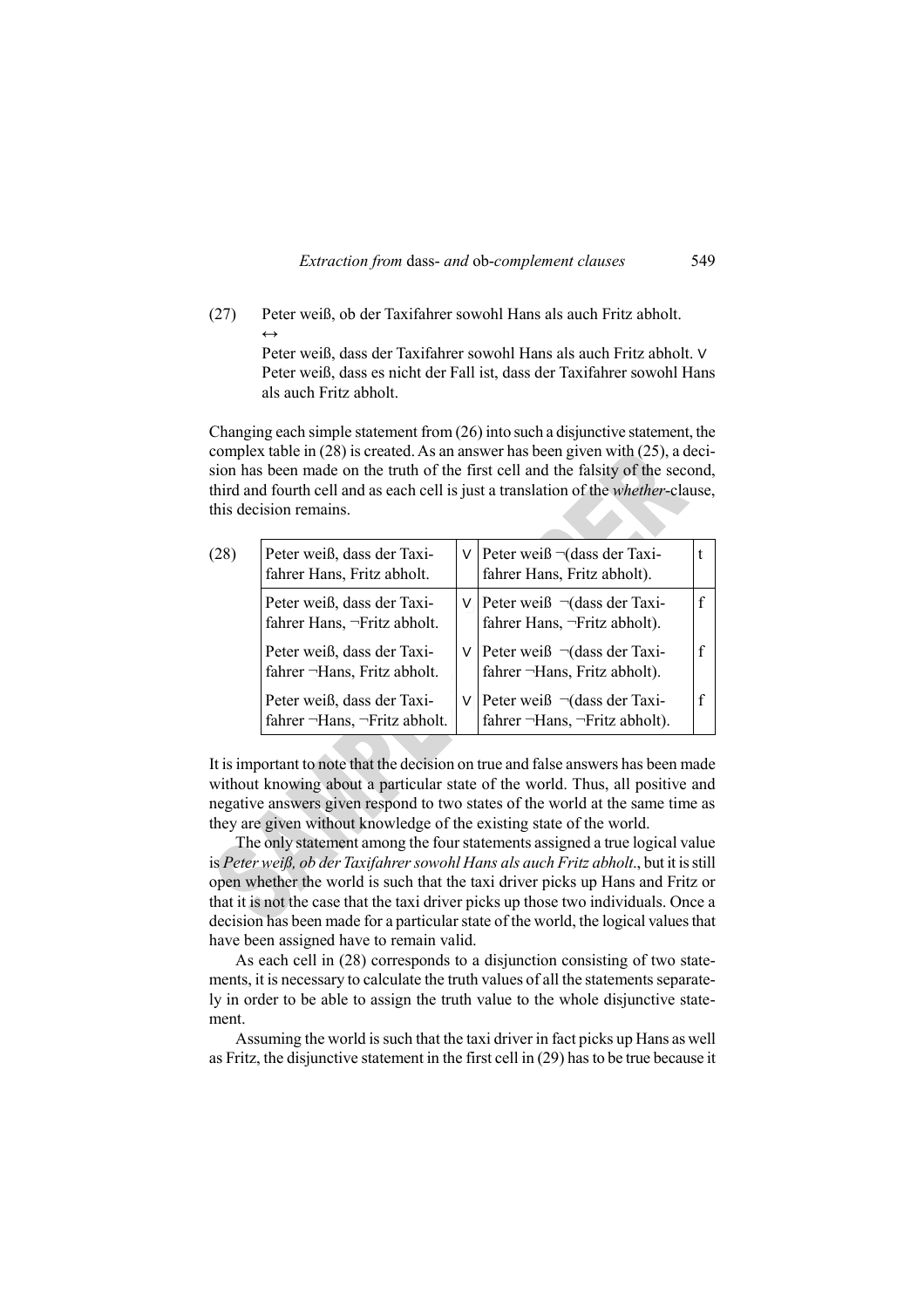(27) Peter weiß, ob der Taxifahrer sowohl Hans als auch Fritz abholt.
↔
Peter weiß, dass der Taxifahrer sowohl Hans als auch Fritz abholt. ∨
Peter weiß, dass es nicht der Fall ist, dass der Taxifahrer sowohl Hans als auch Fritz abholt.

Changing each simple statement from (26) into such a disjunctive statement, the complex table in (28) is created. As an answer has been given with (25), a decision has been made on the truth of the first cell and the falsity of the second, third and fourth cell and as each cell is just a translation of the *whether*-clause, this decision remains.

(28)

| | | | |
|---|---|---|---|
| Peter weiß, dass der Taxifahrer Hans, Fritz abholt. | ∨ | Peter weiß ¬(dass der Taxifahrer Hans, Fritz abholt). | t |
| Peter weiß, dass der Taxifahrer Hans, ¬Fritz abholt. | ∨ | Peter weiß ¬(dass der Taxifahrer Hans, ¬Fritz abholt). | f |
| Peter weiß, dass der Taxifahrer ¬Hans, Fritz abholt. | ∨ | Peter weiß ¬(dass der Taxifahrer ¬Hans, Fritz abholt). | f |
| Peter weiß, dass der Taxifahrer ¬Hans, ¬Fritz abholt. | ∨ | Peter weiß ¬(dass der Taxifahrer ¬Hans, ¬Fritz abholt). | f |

It is important to note that the decision on true and false answers has been made without knowing about a particular state of the world. Thus, all positive and negative answers given respond to two states of the world at the same time as they are given without knowledge of the existing state of the world.

The only statement among the four statements assigned a true logical value is *Peter weiß, ob der Taxifahrer sowohl Hans als auch Fritz abholt.*, but it is still open whether the world is such that the taxi driver picks up Hans and Fritz or that it is not the case that the taxi driver picks up those two individuals. Once a decision has been made for a particular state of the world, the logical values that have been assigned have to remain valid.

As each cell in (28) corresponds to a disjunction consisting of two statements, it is necessary to calculate the truth values of all the statements separately in order to be able to assign the truth value to the whole disjunctive statement.

Assuming the world is such that the taxi driver in fact picks up Hans as well as Fritz, the disjunctive statement in the first cell in (29) has to be true because it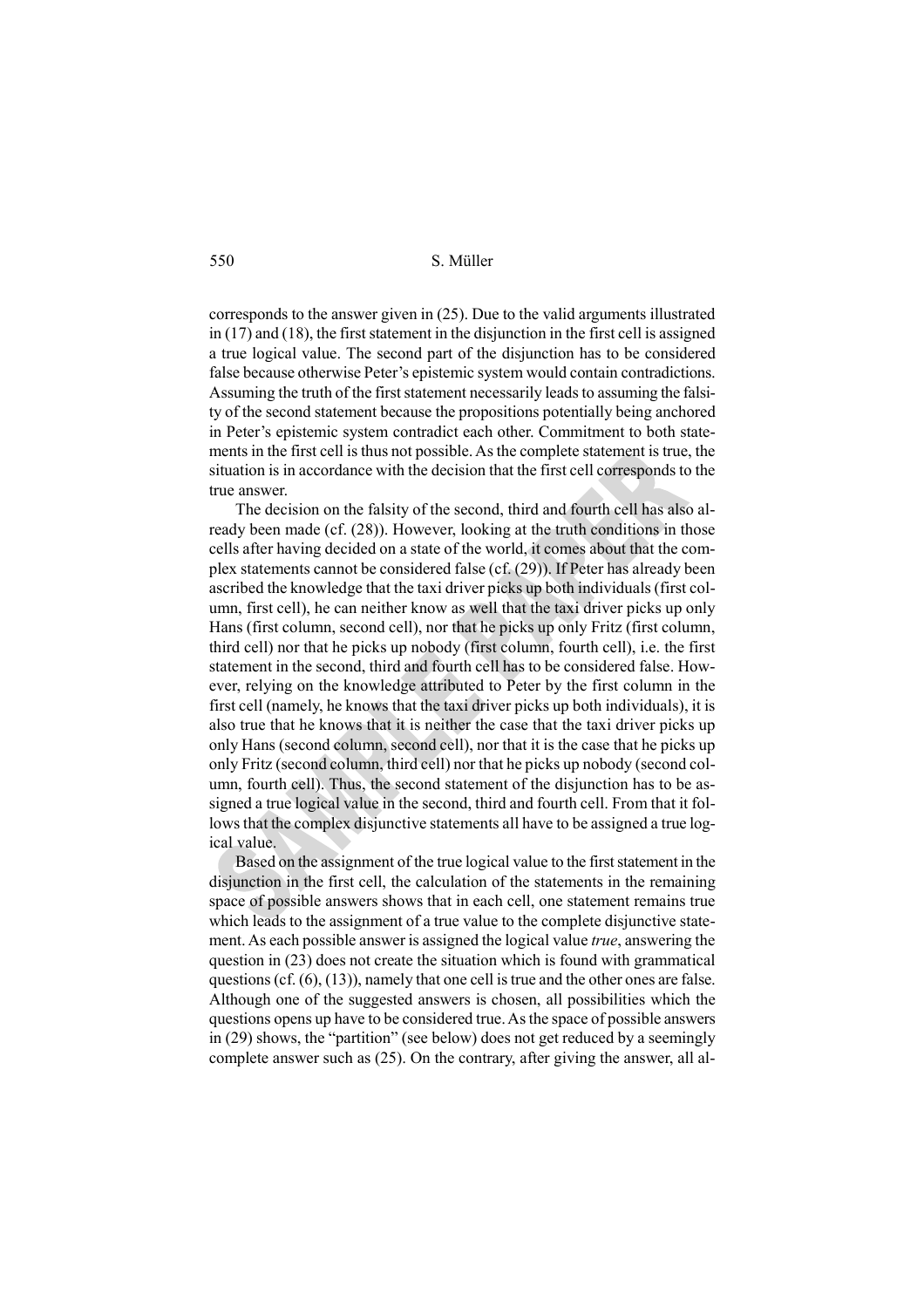corresponds to the answer given in (25). Due to the valid arguments illustrated in (17) and (18), the first statement in the disjunction in the first cell is assigned a true logical value. The second part of the disjunction has to be considered false because otherwise Peter's epistemic system would contain contradictions. Assuming the truth of the first statement necessarily leads to assuming the falsity of the second statement because the propositions potentially being anchored in Peter's epistemic system contradict each other. Commitment to both statements in the first cell is thus not possible. As the complete statement is true, the situation is in accordance with the decision that the first cell corresponds to the true answer.

The decision on the falsity of the second, third and fourth cell has also already been made (cf. (28)). However, looking at the truth conditions in those cells after having decided on a state of the world, it comes about that the complex statements cannot be considered false (cf. (29)). If Peter has already been ascribed the knowledge that the taxi driver picks up both individuals (first column, first cell), he can neither know as well that the taxi driver picks up only Hans (first column, second cell), nor that he picks up only Fritz (first column, third cell) nor that he picks up nobody (first column, fourth cell), i.e. the first statement in the second, third and fourth cell has to be considered false. However, relying on the knowledge attributed to Peter by the first column in the first cell (namely, he knows that the taxi driver picks up both individuals), it is also true that he knows that it is neither the case that the taxi driver picks up only Hans (second column, second cell), nor that it is the case that he picks up only Fritz (second column, third cell) nor that he picks up nobody (second column, fourth cell). Thus, the second statement of the disjunction has to be assigned a true logical value in the second, third and fourth cell. From that it follows that the complex disjunctive statements all have to be assigned a true logical value.

Based on the assignment of the true logical value to the first statement in the disjunction in the first cell, the calculation of the statements in the remaining space of possible answers shows that in each cell, one statement remains true which leads to the assignment of a true value to the complete disjunctive statement. As each possible answer is assigned the logical value *true*, answering the question in (23) does not create the situation which is found with grammatical questions (cf. (6), (13)), namely that one cell is true and the other ones are false. Although one of the suggested answers is chosen, all possibilities which the questions opens up have to be considered true. As the space of possible answers in (29) shows, the "partition" (see below) does not get reduced by a seemingly complete answer such as (25). On the contrary, after giving the answer, all al-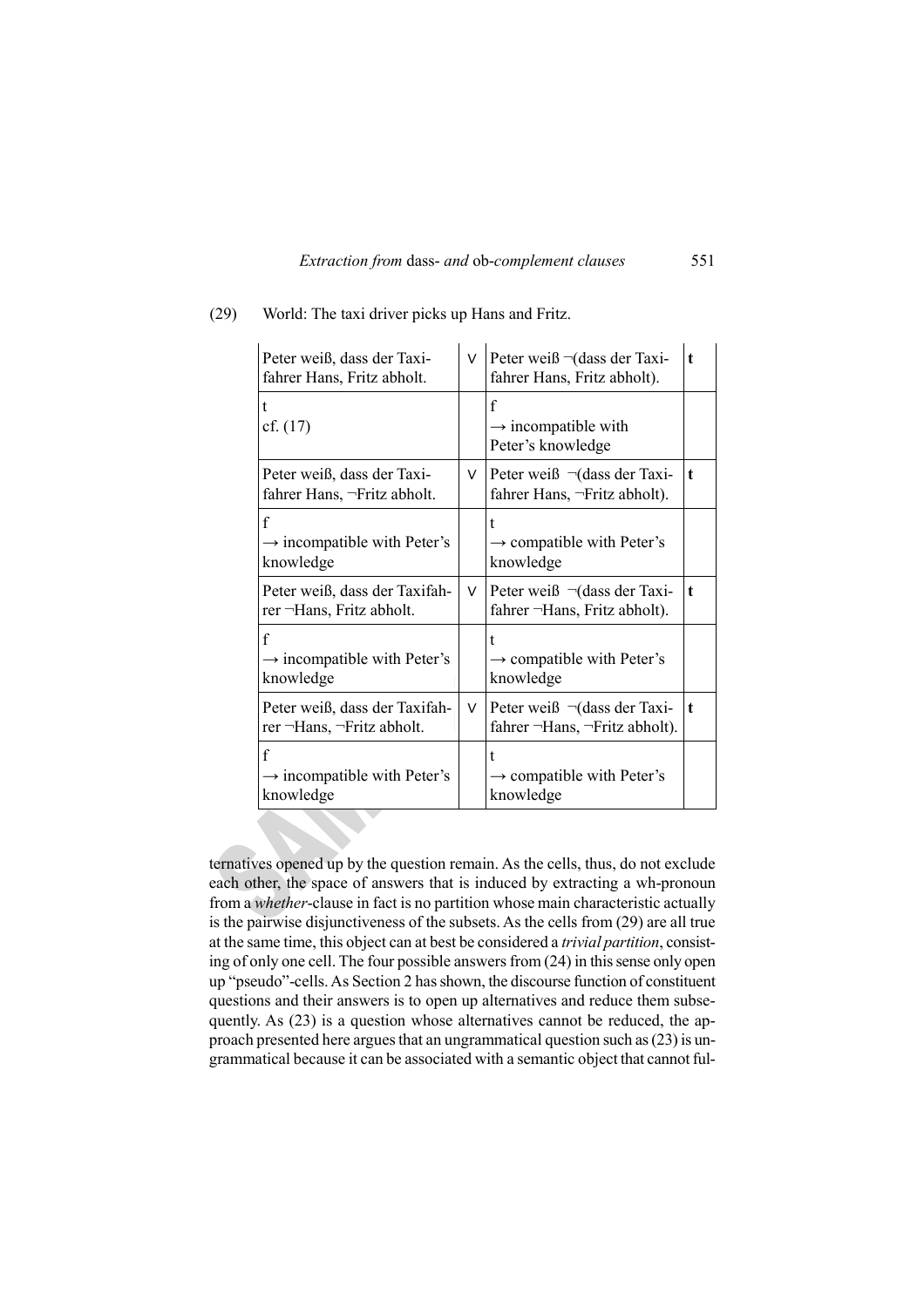(29) World: The taxi driver picks up Hans and Fritz.

| | | | |
|---|---|---|---|
| Peter weiß, dass der Taxifahrer Hans, Fritz abholt. | ∨ | Peter weiß ¬(dass der Taxifahrer Hans, Fritz abholt). | **t** |
| t<br>cf. (17) | | f<br>→ incompatible with Peter's knowledge | |
| Peter weiß, dass der Taxifahrer Hans, ¬Fritz abholt. | ∨ | Peter weiß ¬(dass der Taxifahrer Hans, ¬Fritz abholt). | **t** |
| f<br>→ incompatible with Peter's knowledge | | t<br>→ compatible with Peter's knowledge | |
| Peter weiß, dass der Taxifahrer ¬Hans, Fritz abholt. | ∨ | Peter weiß ¬(dass der Taxifahrer ¬Hans, Fritz abholt). | **t** |
| f<br>→ incompatible with Peter's knowledge | | t<br>→ compatible with Peter's knowledge | |
| Peter weiß, dass der Taxifahrer ¬Hans, ¬Fritz abholt. | ∨ | Peter weiß ¬(dass der Taxifahrer ¬Hans, ¬Fritz abholt). | **t** |
| f<br>→ incompatible with Peter's knowledge | | t<br>→ compatible with Peter's knowledge | |

ternatives opened up by the question remain. As the cells, thus, do not exclude each other, the space of answers that is induced by extracting a wh-pronoun from a *whether*-clause in fact is no partition whose main characteristic actually is the pairwise disjunctiveness of the subsets. As the cells from (29) are all true at the same time, this object can at best be considered a *trivial partition*, consisting of only one cell. The four possible answers from (24) in this sense only open up "pseudo"-cells. As Section 2 has shown, the discourse function of constituent questions and their answers is to open up alternatives and reduce them subsequently. As (23) is a question whose alternatives cannot be reduced, the approach presented here argues that an ungrammatical question such as (23) is ungrammatical because it can be associated with a semantic object that cannot ful-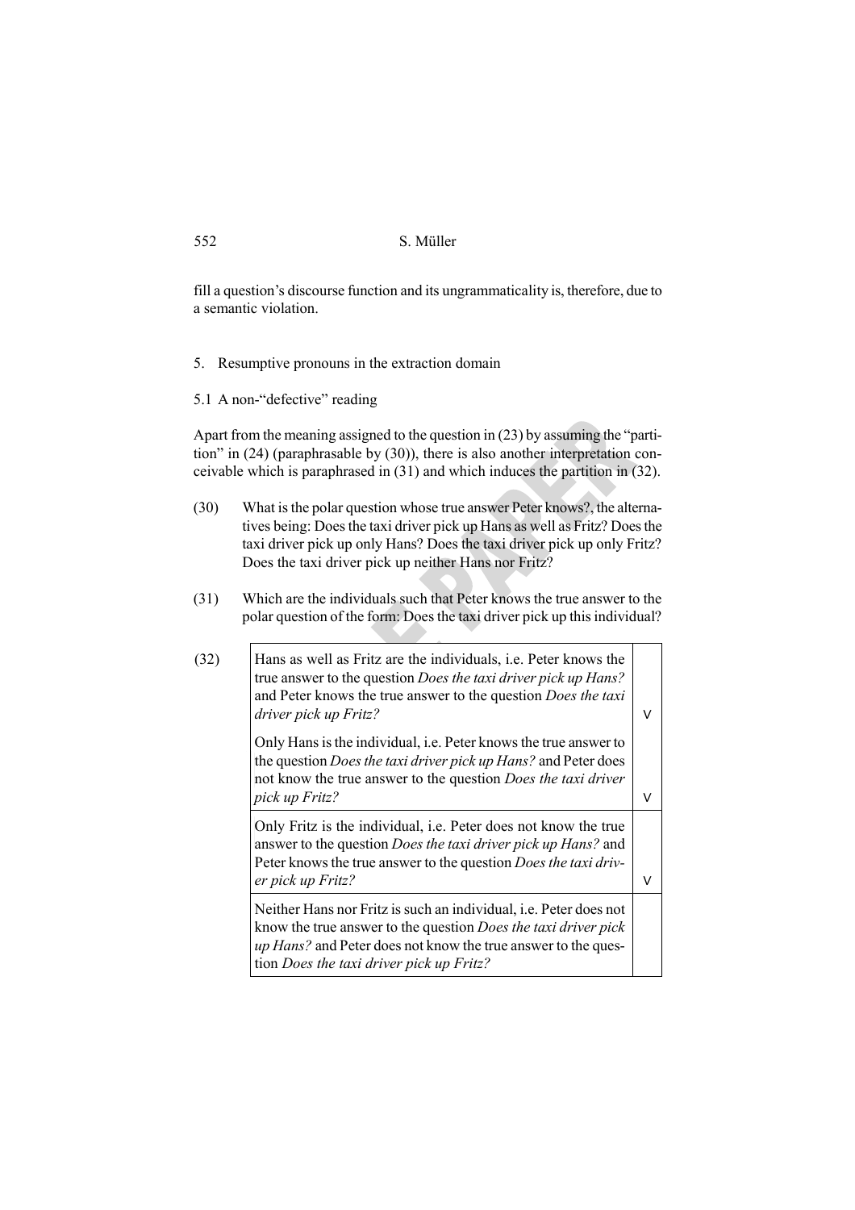fill a question's discourse function and its ungrammaticality is, therefore, due to a semantic violation.

## 5. Resumptive pronouns in the extraction domain

### 5.1 A non-"defective" reading

Apart from the meaning assigned to the question in (23) by assuming the "partition" in (24) (paraphrasable by (30)), there is also another interpretation conceivable which is paraphrased in (31) and which induces the partition in (32).

(30) What is the polar question whose true answer Peter knows?, the alternatives being: Does the taxi driver pick up Hans as well as Fritz? Does the taxi driver pick up only Hans? Does the taxi driver pick up only Fritz? Does the taxi driver pick up neither Hans nor Fritz?

(31) Which are the individuals such that Peter knows the true answer to the polar question of the form: Does the taxi driver pick up this individual?

(32)

| | |
|---|---|
| Hans as well as Fritz are the individuals, i.e. Peter knows the true answer to the question *Does the taxi driver pick up Hans?* and Peter knows the true answer to the question *Does the taxi driver pick up Fritz?* | ∨ |
| Only Hans is the individual, i.e. Peter knows the true answer to the question *Does the taxi driver pick up Hans?* and Peter does not know the true answer to the question *Does the taxi driver pick up Fritz?* | ∨ |
| Only Fritz is the individual, i.e. Peter does not know the true answer to the question *Does the taxi driver pick up Hans?* and Peter knows the true answer to the question *Does the taxi driver pick up Fritz?* | ∨ |
| Neither Hans nor Fritz is such an individual, i.e. Peter does not know the true answer to the question *Does the taxi driver pick up Hans?* and Peter does not know the true answer to the question *Does the taxi driver pick up Fritz?* | |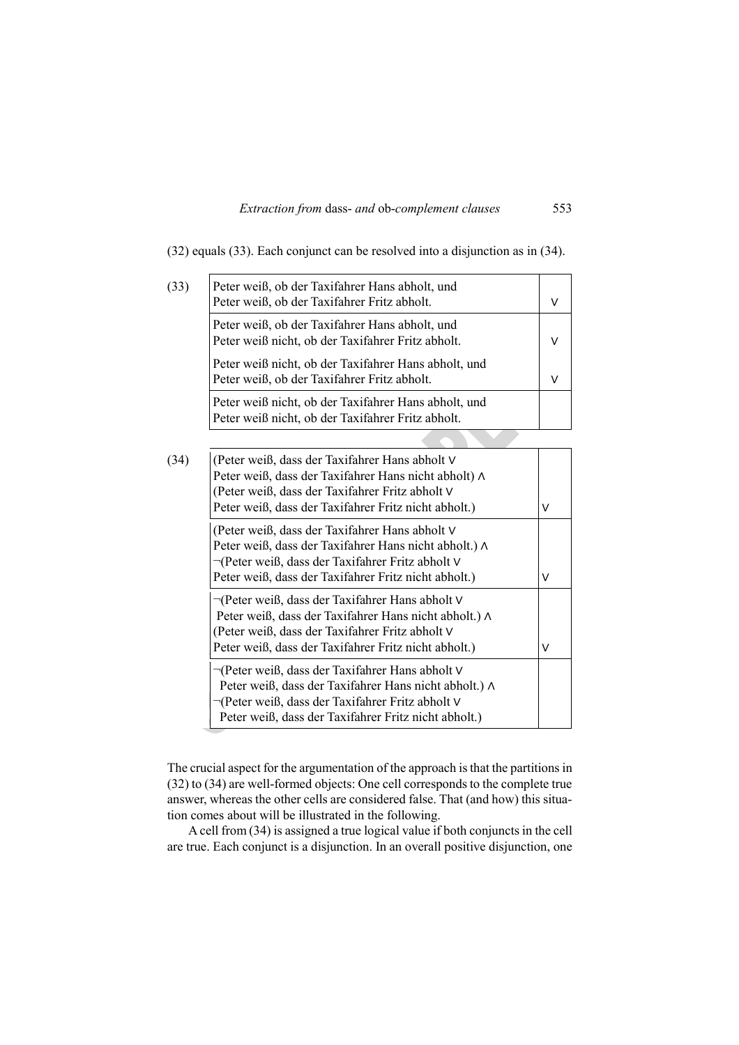(32) equals (33). Each conjunct can be resolved into a disjunction as in (34).

(33)

| | |
|---|---|
| Peter weiß, ob der Taxifahrer Hans abholt, und Peter weiß, ob der Taxifahrer Fritz abholt. | ∨ |
| Peter weiß, ob der Taxifahrer Hans abholt, und Peter weiß nicht, ob der Taxifahrer Fritz abholt. | ∨ |
| Peter weiß nicht, ob der Taxifahrer Hans abholt, und Peter weiß, ob der Taxifahrer Fritz abholt. | ∨ |
| Peter weiß nicht, ob der Taxifahrer Hans abholt, und Peter weiß nicht, ob der Taxifahrer Fritz abholt. | |

(34)

| | |
|---|---|
| (Peter weiß, dass der Taxifahrer Hans abholt ∨ Peter weiß, dass der Taxifahrer Hans nicht abholt) ∧ (Peter weiß, dass der Taxifahrer Fritz abholt ∨ Peter weiß, dass der Taxifahrer Fritz nicht abholt.) | ∨ |
| (Peter weiß, dass der Taxifahrer Hans abholt ∨ Peter weiß, dass der Taxifahrer Hans nicht abholt.) ∧ ¬(Peter weiß, dass der Taxifahrer Fritz abholt ∨ Peter weiß, dass der Taxifahrer Fritz nicht abholt.) | ∨ |
| ¬(Peter weiß, dass der Taxifahrer Hans abholt ∨ Peter weiß, dass der Taxifahrer Hans nicht abholt.) ∧ (Peter weiß, dass der Taxifahrer Fritz abholt ∨ Peter weiß, dass der Taxifahrer Fritz nicht abholt.) | ∨ |
| ¬(Peter weiß, dass der Taxifahrer Hans abholt ∨ Peter weiß, dass der Taxifahrer Hans nicht abholt.) ∧ ¬(Peter weiß, dass der Taxifahrer Fritz abholt ∨ Peter weiß, dass der Taxifahrer Fritz nicht abholt.) | |

The crucial aspect for the argumentation of the approach is that the partitions in (32) to (34) are well-formed objects: One cell corresponds to the complete true answer, whereas the other cells are considered false. That (and how) this situation comes about will be illustrated in the following.

A cell from (34) is assigned a true logical value if both conjuncts in the cell are true. Each conjunct is a disjunction. In an overall positive disjunction, one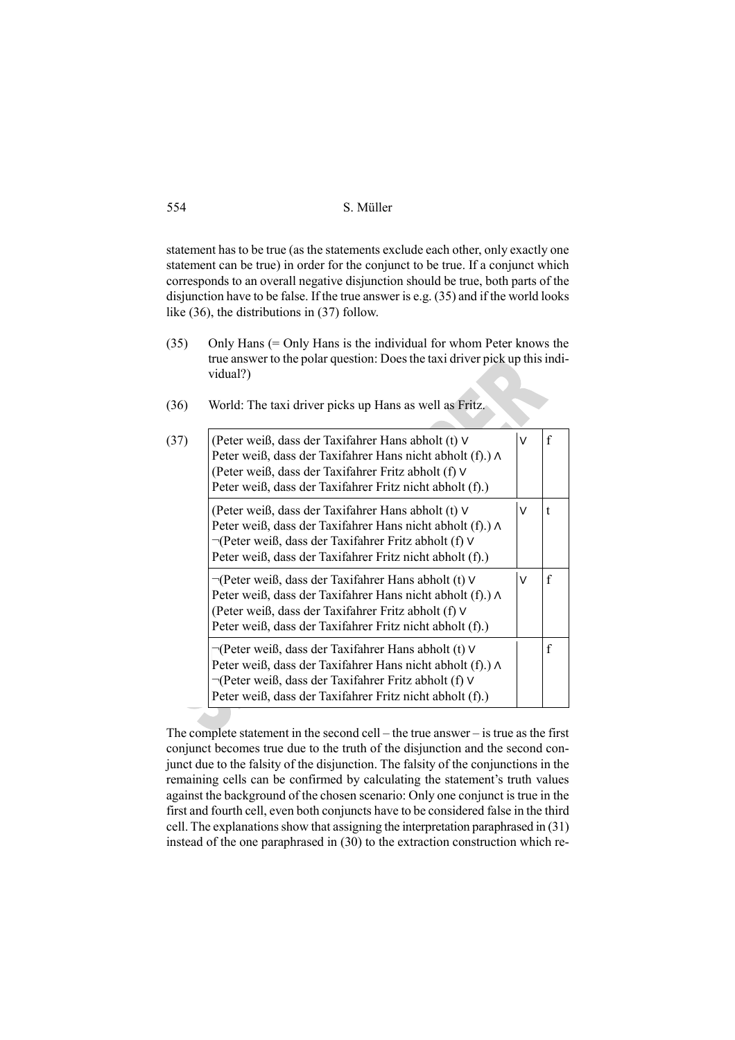statement has to be true (as the statements exclude each other, only exactly one statement can be true) in order for the conjunct to be true. If a conjunct which corresponds to an overall negative disjunction should be true, both parts of the disjunction have to be false. If the true answer is e.g. (35) and if the world looks like (36), the distributions in (37) follow.

(35) Only Hans (= Only Hans is the individual for whom Peter knows the true answer to the polar question: Does the taxi driver pick up this individual?)

(36) World: The taxi driver picks up Hans as well as Fritz.

(37)

| | | |
|---|---|---|
| (Peter weiß, dass der Taxifahrer Hans abholt (t) ∨ Peter weiß, dass der Taxifahrer Hans nicht abholt (f).) ∧ (Peter weiß, dass der Taxifahrer Fritz abholt (f) ∨ Peter weiß, dass der Taxifahrer Fritz nicht abholt (f).) | ∨ | f |
| (Peter weiß, dass der Taxifahrer Hans abholt (t) ∨ Peter weiß, dass der Taxifahrer Hans nicht abholt (f).) ∧ ¬(Peter weiß, dass der Taxifahrer Fritz abholt (f) ∨ Peter weiß, dass der Taxifahrer Fritz nicht abholt (f).) | ∨ | t |
| ¬(Peter weiß, dass der Taxifahrer Hans abholt (t) ∨ Peter weiß, dass der Taxifahrer Hans nicht abholt (f).) ∧ (Peter weiß, dass der Taxifahrer Fritz abholt (f) ∨ Peter weiß, dass der Taxifahrer Fritz nicht abholt (f).) | ∨ | f |
| ¬(Peter weiß, dass der Taxifahrer Hans abholt (t) ∨ Peter weiß, dass der Taxifahrer Hans nicht abholt (f).) ∧ ¬(Peter weiß, dass der Taxifahrer Fritz abholt (f) ∨ Peter weiß, dass der Taxifahrer Fritz nicht abholt (f).) | | f |

The complete statement in the second cell – the true answer – is true as the first conjunct becomes true due to the truth of the disjunction and the second conjunct due to the falsity of the disjunction. The falsity of the conjunctions in the remaining cells can be confirmed by calculating the statement's truth values against the background of the chosen scenario: Only one conjunct is true in the first and fourth cell, even both conjuncts have to be considered false in the third cell. The explanations show that assigning the interpretation paraphrased in (31) instead of the one paraphrased in (30) to the extraction construction which re-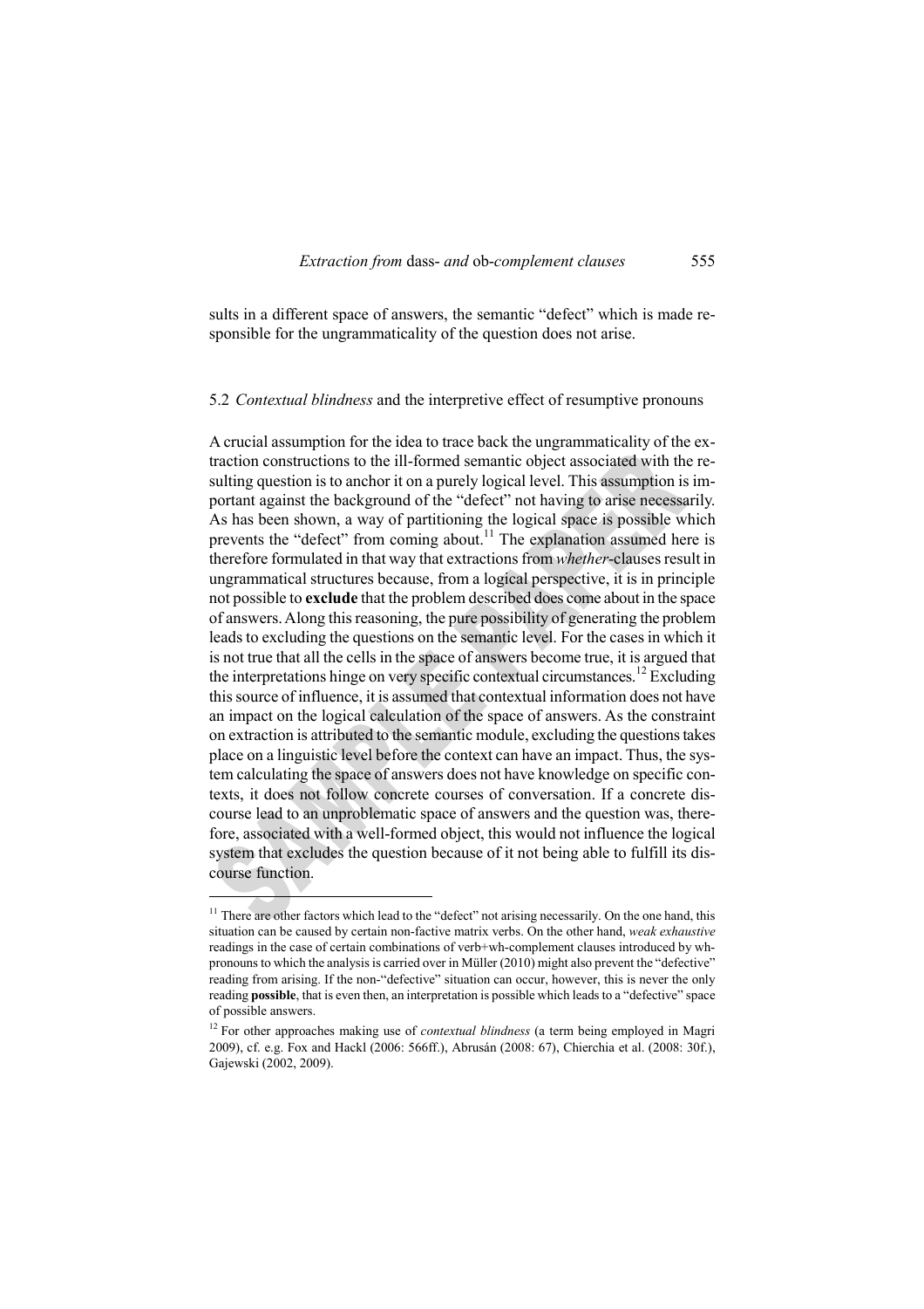sults in a different space of answers, the semantic "defect" which is made responsible for the ungrammaticality of the question does not arise.

### 5.2 *Contextual blindness* and the interpretive effect of resumptive pronouns

A crucial assumption for the idea to trace back the ungrammaticality of the extraction constructions to the ill-formed semantic object associated with the resulting question is to anchor it on a purely logical level. This assumption is important against the background of the "defect" not having to arise necessarily. As has been shown, a way of partitioning the logical space is possible which prevents the "defect" from coming about.[11] The explanation assumed here is therefore formulated in that way that extractions from *whether*-clauses result in ungrammatical structures because, from a logical perspective, it is in principle not possible to **exclude** that the problem described does come about in the space of answers. Along this reasoning, the pure possibility of generating the problem leads to excluding the questions on the semantic level. For the cases in which it is not true that all the cells in the space of answers become true, it is argued that the interpretations hinge on very specific contextual circumstances.[12] Excluding this source of influence, it is assumed that contextual information does not have an impact on the logical calculation of the space of answers. As the constraint on extraction is attributed to the semantic module, excluding the questions takes place on a linguistic level before the context can have an impact. Thus, the system calculating the space of answers does not have knowledge on specific contexts, it does not follow concrete courses of conversation. If a concrete discourse lead to an unproblematic space of answers and the question was, therefore, associated with a well-formed object, this would not influence the logical system that excludes the question because of it not being able to fulfill its discourse function.

---

[11] There are other factors which lead to the "defect" not arising necessarily. On the one hand, this situation can be caused by certain non-factive matrix verbs. On the other hand, *weak exhaustive* readings in the case of certain combinations of verb+wh-complement clauses introduced by wh-pronouns to which the analysis is carried over in Müller (2010) might also prevent the "defective" reading from arising. If the non-"defective" situation can occur, however, this is never the only reading **possible**, that is even then, an interpretation is possible which leads to a "defective" space of possible answers.

[12] For other approaches making use of *contextual blindness* (a term being employed in Magri 2009), cf. e.g. Fox and Hackl (2006: 566ff.), Abrusán (2008: 67), Chierchia et al. (2008: 30f.), Gajewski (2002, 2009).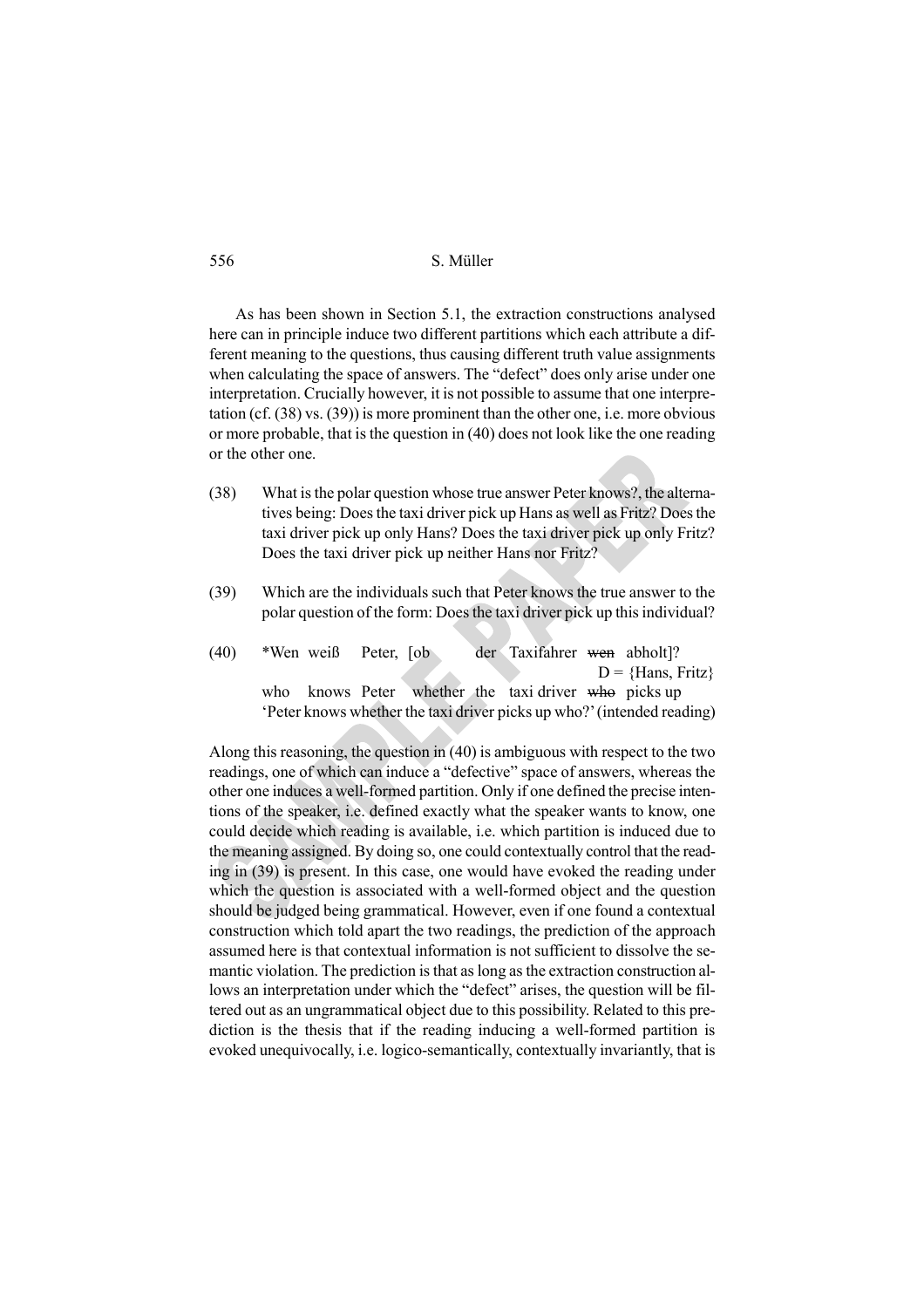As has been shown in Section 5.1, the extraction constructions analysed here can in principle induce two different partitions which each attribute a different meaning to the questions, thus causing different truth value assignments when calculating the space of answers. The "defect" does only arise under one interpretation. Crucially however, it is not possible to assume that one interpretation (cf. (38) vs. (39)) is more prominent than the other one, i.e. more obvious or more probable, that is the question in (40) does not look like the one reading or the other one.

(38) What is the polar question whose true answer Peter knows?, the alternatives being: Does the taxi driver pick up Hans as well as Fritz? Does the taxi driver pick up only Hans? Does the taxi driver pick up only Fritz? Does the taxi driver pick up neither Hans nor Fritz?

(39) Which are the individuals such that Peter knows the true answer to the polar question of the form: Does the taxi driver pick up this individual?

(40) \*Wen weiß Peter, [ob der Taxifahrer ~~wen~~ abholt]? D = {Hans, Fritz}
who knows Peter whether the taxi driver ~~who~~ picks up
'Peter knows whether the taxi driver picks up who?' (intended reading)

Along this reasoning, the question in (40) is ambiguous with respect to the two readings, one of which can induce a "defective" space of answers, whereas the other one induces a well-formed partition. Only if one defined the precise intentions of the speaker, i.e. defined exactly what the speaker wants to know, one could decide which reading is available, i.e. which partition is induced due to the meaning assigned. By doing so, one could contextually control that the reading in (39) is present. In this case, one would have evoked the reading under which the question is associated with a well-formed object and the question should be judged being grammatical. However, even if one found a contextual construction which told apart the two readings, the prediction of the approach assumed here is that contextual information is not sufficient to dissolve the semantic violation. The prediction is that as long as the extraction construction allows an interpretation under which the "defect" arises, the question will be filtered out as an ungrammatical object due to this possibility. Related to this prediction is the thesis that if the reading inducing a well-formed partition is evoked unequivocally, i.e. logico-semantically, contextually invariantly, that is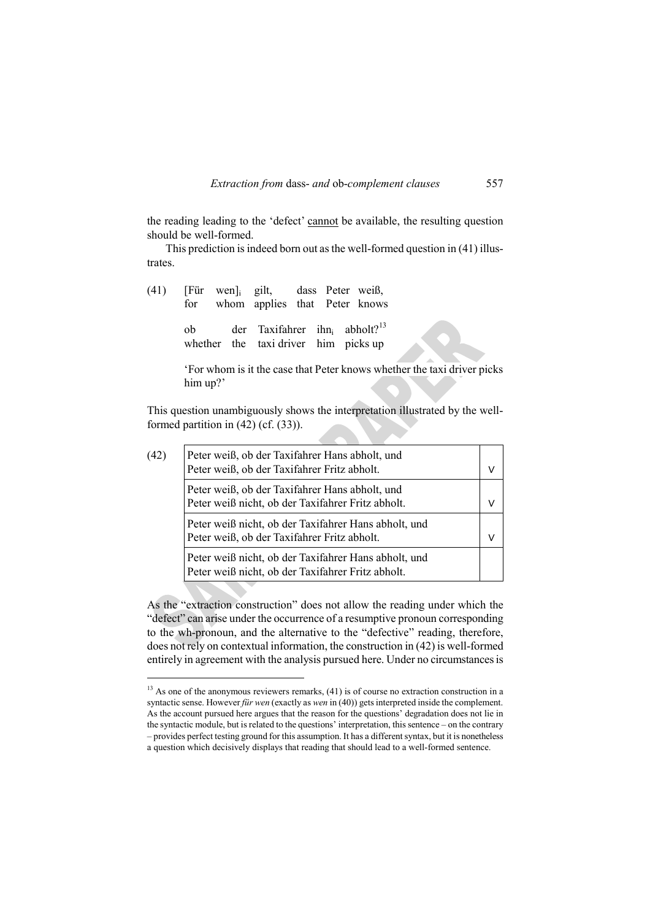the reading leading to the 'defect' <u>cannot</u> be available, the resulting question should be well-formed.

This prediction is indeed born out as the well-formed question in (41) illustrates.

(41) [Für wen]$_i$ gilt, dass Peter weiß,
for whom applies that Peter knows

ob der Taxifahrer ihn$_i$ abholt?[13]
whether the taxi driver him picks up

'For whom is it the case that Peter knows whether the taxi driver picks him up?'

This question unambiguously shows the interpretation illustrated by the well-formed partition in (42) (cf. (33)).

(42)

| | |
|---|---|
| Peter weiß, ob der Taxifahrer Hans abholt, und<br>Peter weiß, ob der Taxifahrer Fritz abholt. | ∨ |
| Peter weiß, ob der Taxifahrer Hans abholt, und<br>Peter weiß nicht, ob der Taxifahrer Fritz abholt. | ∨ |
| Peter weiß nicht, ob der Taxifahrer Hans abholt, und<br>Peter weiß, ob der Taxifahrer Fritz abholt. | ∨ |
| Peter weiß nicht, ob der Taxifahrer Hans abholt, und<br>Peter weiß nicht, ob der Taxifahrer Fritz abholt. | |

As the "extraction construction" does not allow the reading under which the "defect" can arise under the occurrence of a resumptive pronoun corresponding to the wh-pronoun, and the alternative to the "defective" reading, therefore, does not rely on contextual information, the construction in (42) is well-formed entirely in agreement with the analysis pursued here. Under no circumstances is

---

[13] As one of the anonymous reviewers remarks, (41) is of course no extraction construction in a syntactic sense. However *für wen* (exactly as *wen* in (40)) gets interpreted inside the complement. As the account pursued here argues that the reason for the questions' degradation does not lie in the syntactic module, but is related to the questions' interpretation, this sentence – on the contrary – provides perfect testing ground for this assumption. It has a different syntax, but it is nonetheless a question which decisively displays that reading that should lead to a well-formed sentence.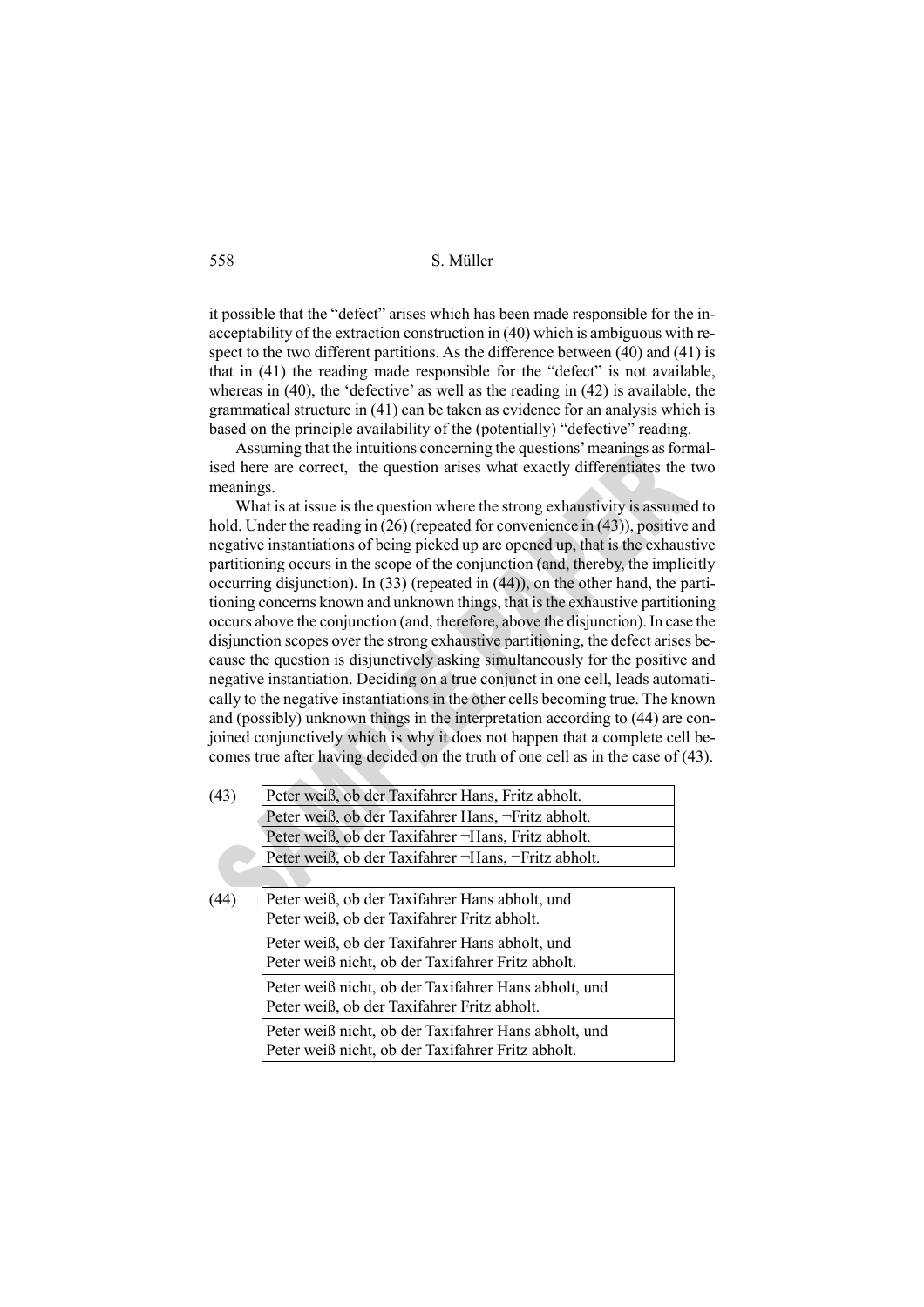it possible that the "defect" arises which has been made responsible for the inacceptability of the extraction construction in (40) which is ambiguous with respect to the two different partitions. As the difference between (40) and (41) is that in (41) the reading made responsible for the "defect" is not available, whereas in (40), the 'defective' as well as the reading in (42) is available, the grammatical structure in (41) can be taken as evidence for an analysis which is based on the principle availability of the (potentially) "defective" reading.

Assuming that the intuitions concerning the questions' meanings as formalised here are correct, the question arises what exactly differentiates the two meanings.

What is at issue is the question where the strong exhaustivity is assumed to hold. Under the reading in (26) (repeated for convenience in (43)), positive and negative instantiations of being picked up are opened up, that is the exhaustive partitioning occurs in the scope of the conjunction (and, thereby, the implicitly occurring disjunction). In (33) (repeated in (44)), on the other hand, the partitioning concerns known and unknown things, that is the exhaustive partitioning occurs above the conjunction (and, therefore, above the disjunction). In case the disjunction scopes over the strong exhaustive partitioning, the defect arises because the question is disjunctively asking simultaneously for the positive and negative instantiation. Deciding on a true conjunct in one cell, leads automatically to the negative instantiations in the other cells becoming true. The known and (possibly) unknown things in the interpretation according to (44) are conjoined conjunctively which is why it does not happen that a complete cell becomes true after having decided on the truth of one cell as in the case of (43).

(43)

| |
|---|
| Peter weiß, ob der Taxifahrer Hans, Fritz abholt. |
| Peter weiß, ob der Taxifahrer Hans, ¬Fritz abholt. |
| Peter weiß, ob der Taxifahrer ¬Hans, Fritz abholt. |
| Peter weiß, ob der Taxifahrer ¬Hans, ¬Fritz abholt. |

(44)

| |
|---|
| Peter weiß, ob der Taxifahrer Hans abholt, und<br>Peter weiß, ob der Taxifahrer Fritz abholt. |
| Peter weiß, ob der Taxifahrer Hans abholt, und<br>Peter weiß nicht, ob der Taxifahrer Fritz abholt. |
| Peter weiß nicht, ob der Taxifahrer Hans abholt, und<br>Peter weiß, ob der Taxifahrer Fritz abholt. |
| Peter weiß nicht, ob der Taxifahrer Hans abholt, und<br>Peter weiß nicht, ob der Taxifahrer Fritz abholt. |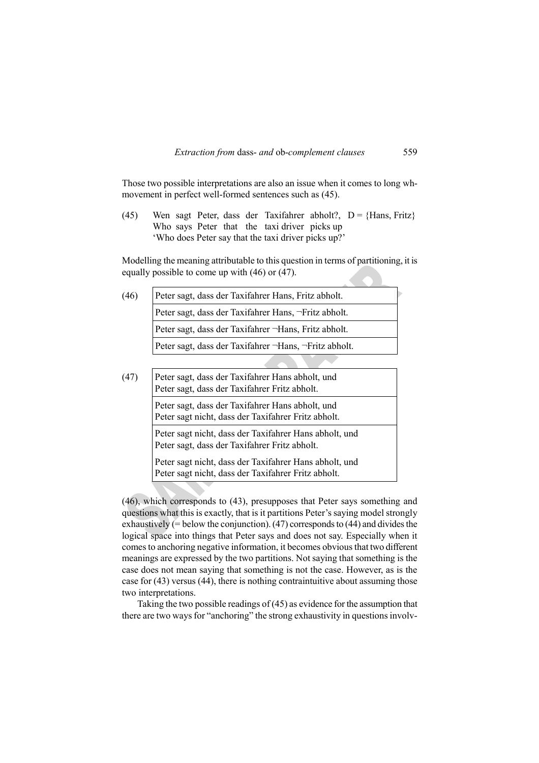Those two possible interpretations are also an issue when it comes to long wh-movement in perfect well-formed sentences such as (45).

(45) Wen sagt Peter, dass der Taxifahrer abholt?, D = {Hans, Fritz}
Who says Peter that the taxi driver picks up
'Who does Peter say that the taxi driver picks up?'

Modelling the meaning attributable to this question in terms of partitioning, it is equally possible to come up with (46) or (47).

(46)

| |
|---|
| Peter sagt, dass der Taxifahrer Hans, Fritz abholt. |
| Peter sagt, dass der Taxifahrer Hans, ¬Fritz abholt. |
| Peter sagt, dass der Taxifahrer ¬Hans, Fritz abholt. |
| Peter sagt, dass der Taxifahrer ¬Hans, ¬Fritz abholt. |

(47)

| |
|---|
| Peter sagt, dass der Taxifahrer Hans abholt, und Peter sagt, dass der Taxifahrer Fritz abholt. |
| Peter sagt, dass der Taxifahrer Hans abholt, und Peter sagt nicht, dass der Taxifahrer Fritz abholt. |
| Peter sagt nicht, dass der Taxifahrer Hans abholt, und Peter sagt, dass der Taxifahrer Fritz abholt. |
| Peter sagt nicht, dass der Taxifahrer Hans abholt, und Peter sagt nicht, dass der Taxifahrer Fritz abholt. |

(46), which corresponds to (43), presupposes that Peter says something and questions what this is exactly, that is it partitions Peter's saying model strongly exhaustively (= below the conjunction). (47) corresponds to (44) and divides the logical space into things that Peter says and does not say. Especially when it comes to anchoring negative information, it becomes obvious that two different meanings are expressed by the two partitions. Not saying that something is the case does not mean saying that something is not the case. However, as is the case for (43) versus (44), there is nothing contraintuitive about assuming those two interpretations.

Taking the two possible readings of (45) as evidence for the assumption that there are two ways for "anchoring" the strong exhaustivity in questions involv-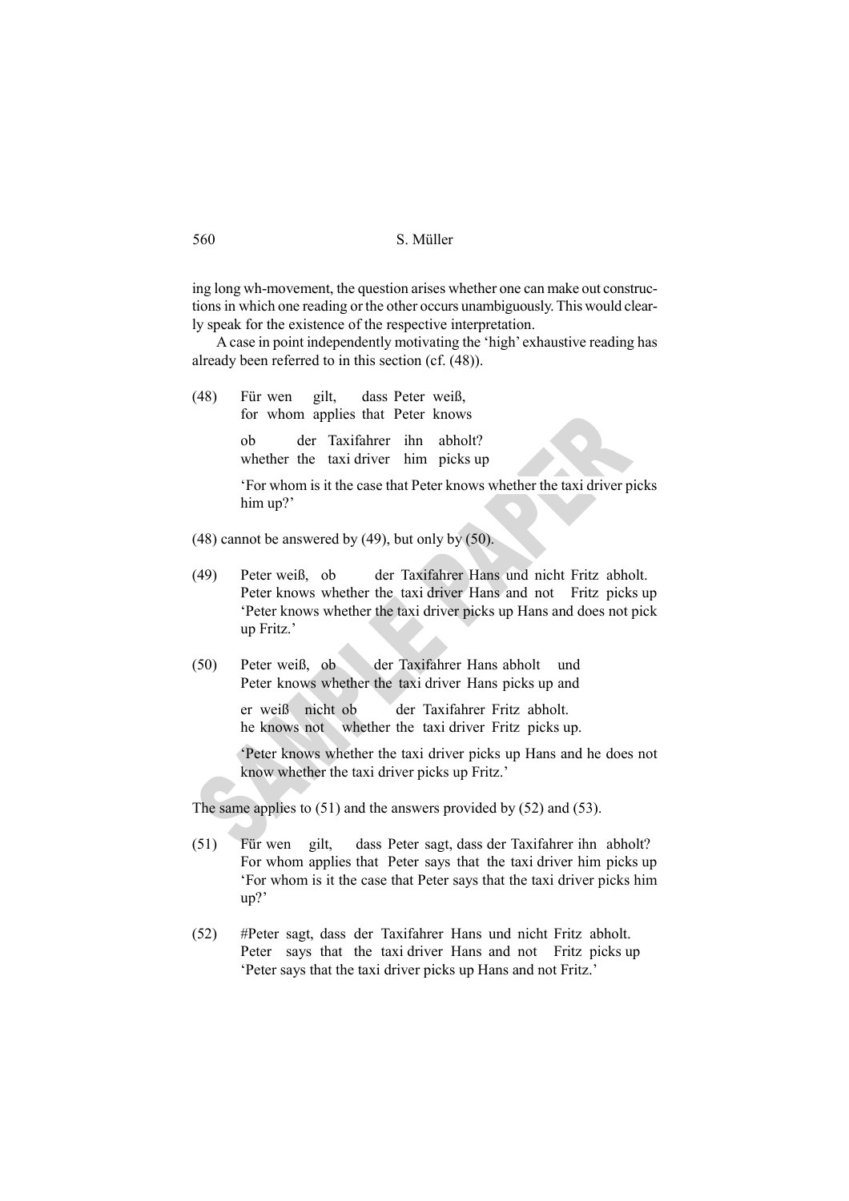ing long wh-movement, the question arises whether one can make out constructions in which one reading or the other occurs unambiguously. This would clearly speak for the existence of the respective interpretation.

A case in point independently motivating the 'high' exhaustive reading has already been referred to in this section (cf. (48)).

(48) Für wen gilt, dass Peter weiß,
for whom applies that Peter knows

ob der Taxifahrer ihn abholt?
whether the taxi driver him picks up

'For whom is it the case that Peter knows whether the taxi driver picks him up?'

(48) cannot be answered by (49), but only by (50).

(49) Peter weiß, ob der Taxifahrer Hans und nicht Fritz abholt.
Peter knows whether the taxi driver Hans and not Fritz picks up
'Peter knows whether the taxi driver picks up Hans and does not pick up Fritz.'

(50) Peter weiß, ob der Taxifahrer Hans abholt und
Peter knows whether the taxi driver Hans picks up and

er weiß nicht ob der Taxifahrer Fritz abholt.
he knows not whether the taxi driver Fritz picks up.

'Peter knows whether the taxi driver picks up Hans and he does not know whether the taxi driver picks up Fritz.'

The same applies to (51) and the answers provided by (52) and (53).

(51) Für wen gilt, dass Peter sagt, dass der Taxifahrer ihn abholt?
For whom applies that Peter says that the taxi driver him picks up
'For whom is it the case that Peter says that the taxi driver picks him up?'

(52) #Peter sagt, dass der Taxifahrer Hans und nicht Fritz abholt.
Peter says that the taxi driver Hans and not Fritz picks up
'Peter says that the taxi driver picks up Hans and not Fritz.'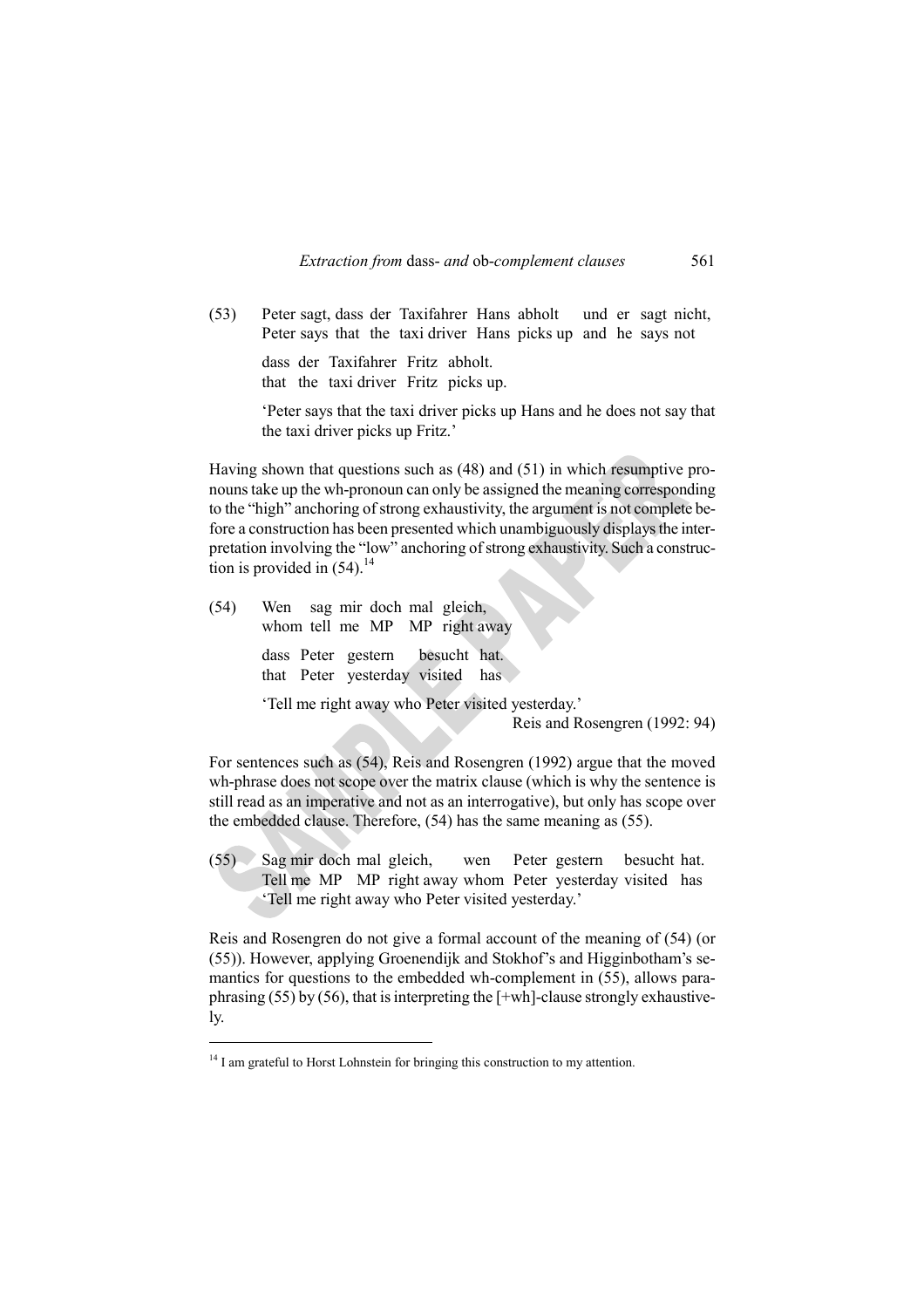(53) Peter sagt, dass der Taxifahrer Hans abholt und er sagt nicht,
Peter says that the taxi driver Hans picks up and he says not

dass der Taxifahrer Fritz abholt.
that the taxi driver Fritz picks up.

'Peter says that the taxi driver picks up Hans and he does not say that the taxi driver picks up Fritz.'

Having shown that questions such as (48) and (51) in which resumptive pronouns take up the wh-pronoun can only be assigned the meaning corresponding to the "high" anchoring of strong exhaustivity, the argument is not complete before a construction has been presented which unambiguously displays the interpretation involving the "low" anchoring of strong exhaustivity. Such a construction is provided in (54).[14]

(54) Wen sag mir doch mal gleich,
whom tell me MP MP right away

dass Peter gestern besucht hat.
that Peter yesterday visited has

'Tell me right away who Peter visited yesterday.'

Reis and Rosengren (1992: 94)

For sentences such as (54), Reis and Rosengren (1992) argue that the moved wh-phrase does not scope over the matrix clause (which is why the sentence is still read as an imperative and not as an interrogative), but only has scope over the embedded clause. Therefore, (54) has the same meaning as (55).

(55) Sag mir doch mal gleich, wen Peter gestern besucht hat.
Tell me MP MP right away whom Peter yesterday visited has
'Tell me right away who Peter visited yesterday.'

Reis and Rosengren do not give a formal account of the meaning of (54) (or (55)). However, applying Groenendijk and Stokhof's and Higginbotham's semantics for questions to the embedded wh-complement in (55), allows paraphrasing (55) by (56), that is interpreting the [+wh]-clause strongly exhaustively.

[14] I am grateful to Horst Lohnstein for bringing this construction to my attention.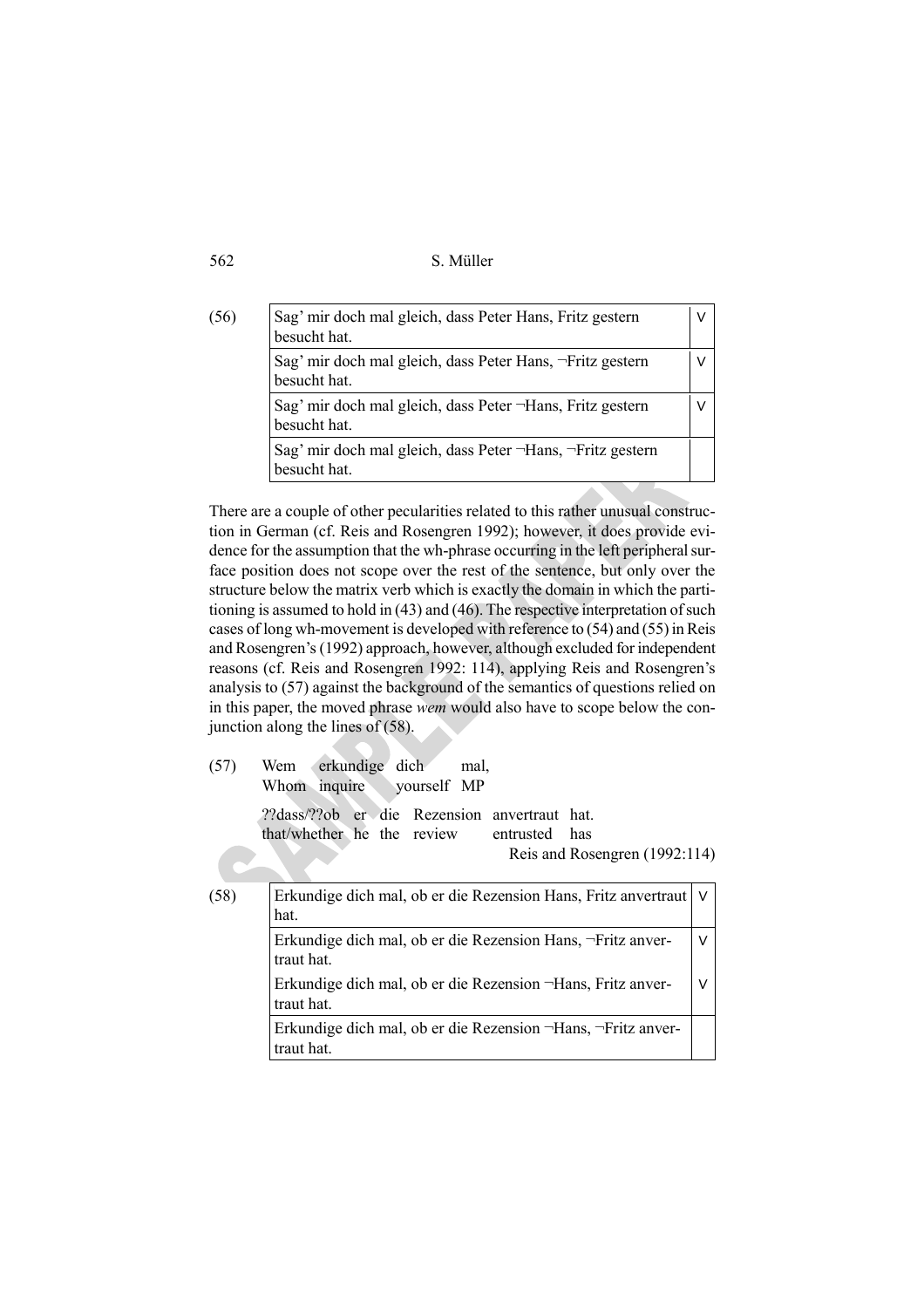(56)

| | |
|---|---|
| Sag' mir doch mal gleich, dass Peter Hans, Fritz gestern besucht hat. | ∨ |
| Sag' mir doch mal gleich, dass Peter Hans, ¬Fritz gestern besucht hat. | ∨ |
| Sag' mir doch mal gleich, dass Peter ¬Hans, Fritz gestern besucht hat. | ∨ |
| Sag' mir doch mal gleich, dass Peter ¬Hans, ¬Fritz gestern besucht hat. | |

There are a couple of other pecularities related to this rather unusual construction in German (cf. Reis and Rosengren 1992); however, it does provide evidence for the assumption that the wh-phrase occurring in the left peripheral surface position does not scope over the rest of the sentence, but only over the structure below the matrix verb which is exactly the domain in which the partitioning is assumed to hold in (43) and (46). The respective interpretation of such cases of long wh-movement is developed with reference to (54) and (55) in Reis and Rosengren's (1992) approach, however, although excluded for independent reasons (cf. Reis and Rosengren 1992: 114), applying Reis and Rosengren's analysis to (57) against the background of the semantics of questions relied on in this paper, the moved phrase *wem* would also have to scope below the conjunction along the lines of (58).

(57) Wem erkundige dich mal,
Whom inquire yourself MP

??dass/??ob er die Rezension anvertraut hat.
that/whether he the review entrusted has

Reis and Rosengren (1992:114)

(58)

| | |
|---|---|
| Erkundige dich mal, ob er die Rezension Hans, Fritz anvertraut hat. | ∨ |
| Erkundige dich mal, ob er die Rezension Hans, ¬Fritz anvertraut hat. | ∨ |
| Erkundige dich mal, ob er die Rezension ¬Hans, Fritz anvertraut hat. | ∨ |
| Erkundige dich mal, ob er die Rezension ¬Hans, ¬Fritz anvertraut hat. | |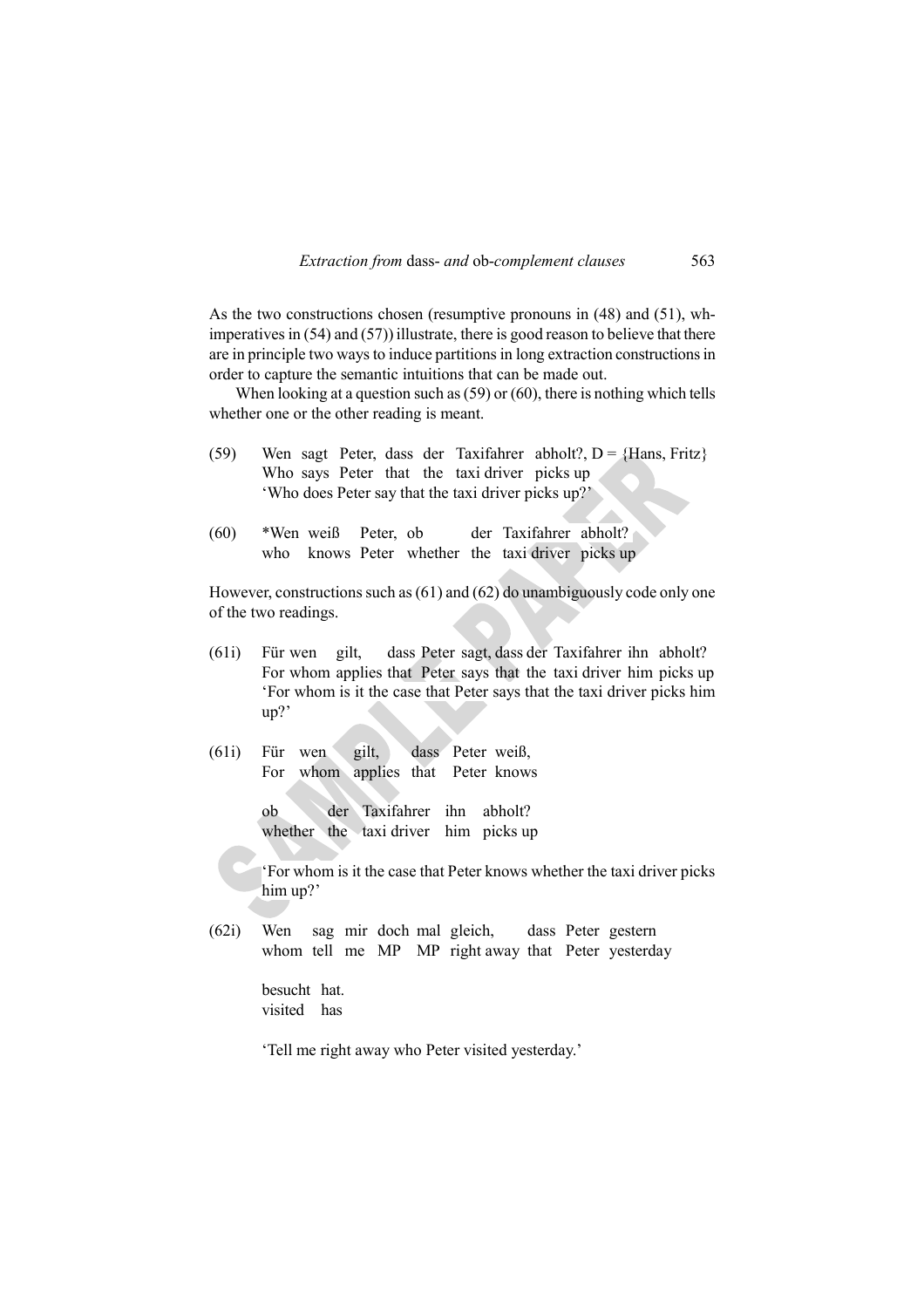As the two constructions chosen (resumptive pronouns in (48) and (51), wh-imperatives in (54) and (57)) illustrate, there is good reason to believe that there are in principle two ways to induce partitions in long extraction constructions in order to capture the semantic intuitions that can be made out.

When looking at a question such as (59) or (60), there is nothing which tells whether one or the other reading is meant.

(59) Wen sagt Peter, dass der Taxifahrer abholt?, D = {Hans, Fritz}
Who says Peter that the taxi driver picks up
'Who does Peter say that the taxi driver picks up?'

(60) *Wen weiß Peter, ob der Taxifahrer abholt?
who knows Peter whether the taxi driver picks up

However, constructions such as (61) and (62) do unambiguously code only one of the two readings.

(61i) Für wen gilt, dass Peter sagt, dass der Taxifahrer ihn abholt?
For whom applies that Peter says that the taxi driver him picks up
'For whom is it the case that Peter says that the taxi driver picks him up?'

(61i) Für wen gilt, dass Peter weiß,
For whom applies that Peter knows

ob der Taxifahrer ihn abholt?
whether the taxi driver him picks up

'For whom is it the case that Peter knows whether the taxi driver picks him up?'

(62i) Wen sag mir doch mal gleich, dass Peter gestern
whom tell me MP MP right away that Peter yesterday

besucht hat.
visited has

'Tell me right away who Peter visited yesterday.'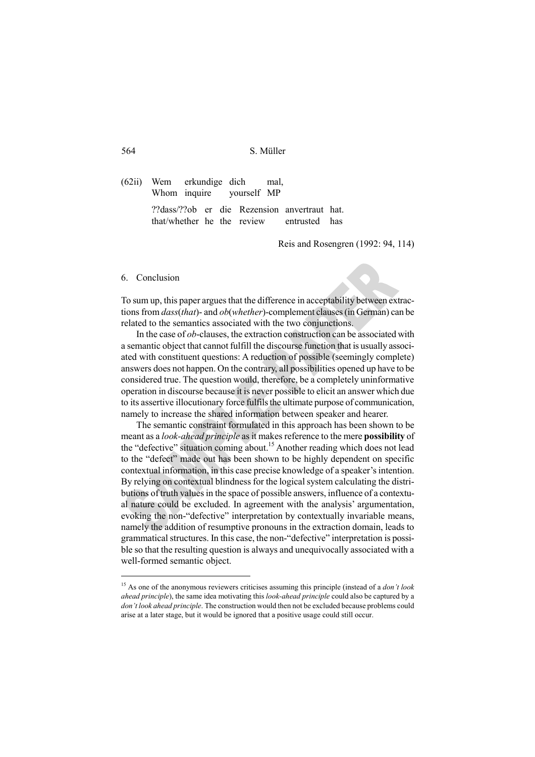(62ii) Wem erkundige dich mal,
Whom inquire yourself MP

??dass/??ob er die Rezension anvertraut hat.
that/whether he the review entrusted has

Reis and Rosengren (1992: 94, 114)

## 6. Conclusion

To sum up, this paper argues that the difference in acceptability between extractions from *dass*(*that*)- and *ob*(*whether*)-complement clauses (in German) can be related to the semantics associated with the two conjunctions.

In the case of *ob*-clauses, the extraction construction can be associated with a semantic object that cannot fulfill the discourse function that is usually associated with constituent questions: A reduction of possible (seemingly complete) answers does not happen. On the contrary, all possibilities opened up have to be considered true. The question would, therefore, be a completely uninformative operation in discourse because it is never possible to elicit an answer which due to its assertive illocutionary force fulfils the ultimate purpose of communication, namely to increase the shared information between speaker and hearer.

The semantic constraint formulated in this approach has been shown to be meant as a *look-ahead principle* as it makes reference to the mere **possibility** of the "defective" situation coming about.[15] Another reading which does not lead to the "defect" made out has been shown to be highly dependent on specific contextual information, in this case precise knowledge of a speaker's intention. By relying on contextual blindness for the logical system calculating the distributions of truth values in the space of possible answers, influence of a contextual nature could be excluded. In agreement with the analysis' argumentation, evoking the non-"defective" interpretation by contextually invariable means, namely the addition of resumptive pronouns in the extraction domain, leads to grammatical structures. In this case, the non-"defective" interpretation is possible so that the resulting question is always and unequivocally associated with a well-formed semantic object.

[15] As one of the anonymous reviewers criticises assuming this principle (instead of a *don't look ahead principle*), the same idea motivating this *look-ahead principle* could also be captured by a *don't look ahead principle*. The construction would then not be excluded because problems could arise at a later stage, but it would be ignored that a positive usage could still occur.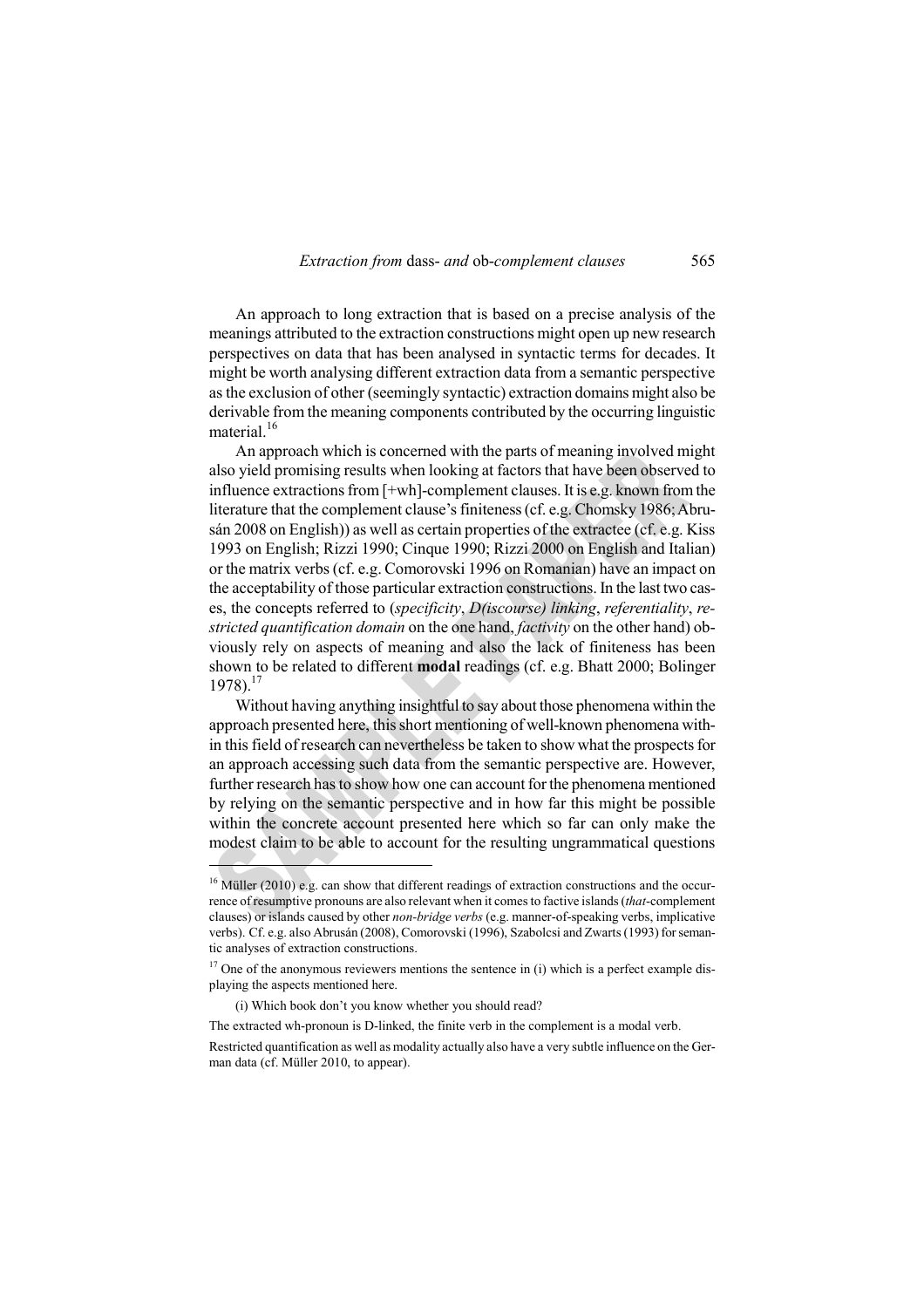An approach to long extraction that is based on a precise analysis of the meanings attributed to the extraction constructions might open up new research perspectives on data that has been analysed in syntactic terms for decades. It might be worth analysing different extraction data from a semantic perspective as the exclusion of other (seemingly syntactic) extraction domains might also be derivable from the meaning components contributed by the occurring linguistic material.[16]

An approach which is concerned with the parts of meaning involved might also yield promising results when looking at factors that have been observed to influence extractions from [+wh]-complement clauses. It is e.g. known from the literature that the complement clause's finiteness (cf. e.g. Chomsky 1986; Abrusán 2008 on English)) as well as certain properties of the extractee (cf. e.g. Kiss 1993 on English; Rizzi 1990; Cinque 1990; Rizzi 2000 on English and Italian) or the matrix verbs (cf. e.g. Comorovski 1996 on Romanian) have an impact on the acceptability of those particular extraction constructions. In the last two cases, the concepts referred to (*specificity*, *D(iscourse) linking*, *referentiality*, *restricted quantification domain* on the one hand, *factivity* on the other hand) obviously rely on aspects of meaning and also the lack of finiteness has been shown to be related to different **modal** readings (cf. e.g. Bhatt 2000; Bolinger 1978).[17]

Without having anything insightful to say about those phenomena within the approach presented here, this short mentioning of well-known phenomena within this field of research can nevertheless be taken to show what the prospects for an approach accessing such data from the semantic perspective are. However, further research has to show how one can account for the phenomena mentioned by relying on the semantic perspective and in how far this might be possible within the concrete account presented here which so far can only make the modest claim to be able to account for the resulting ungrammatical questions

---

[16] Müller (2010) e.g. can show that different readings of extraction constructions and the occurrence of resumptive pronouns are also relevant when it comes to factive islands (*that*-complement clauses) or islands caused by other *non-bridge verbs* (e.g. manner-of-speaking verbs, implicative verbs). Cf. e.g. also Abrusán (2008), Comorovski (1996), Szabolcsi and Zwarts (1993) for semantic analyses of extraction constructions.

[17] One of the anonymous reviewers mentions the sentence in (i) which is a perfect example displaying the aspects mentioned here.

(i) Which book don't you know whether you should read?

The extracted wh-pronoun is D-linked, the finite verb in the complement is a modal verb.

Restricted quantification as well as modality actually also have a very subtle influence on the German data (cf. Müller 2010, to appear).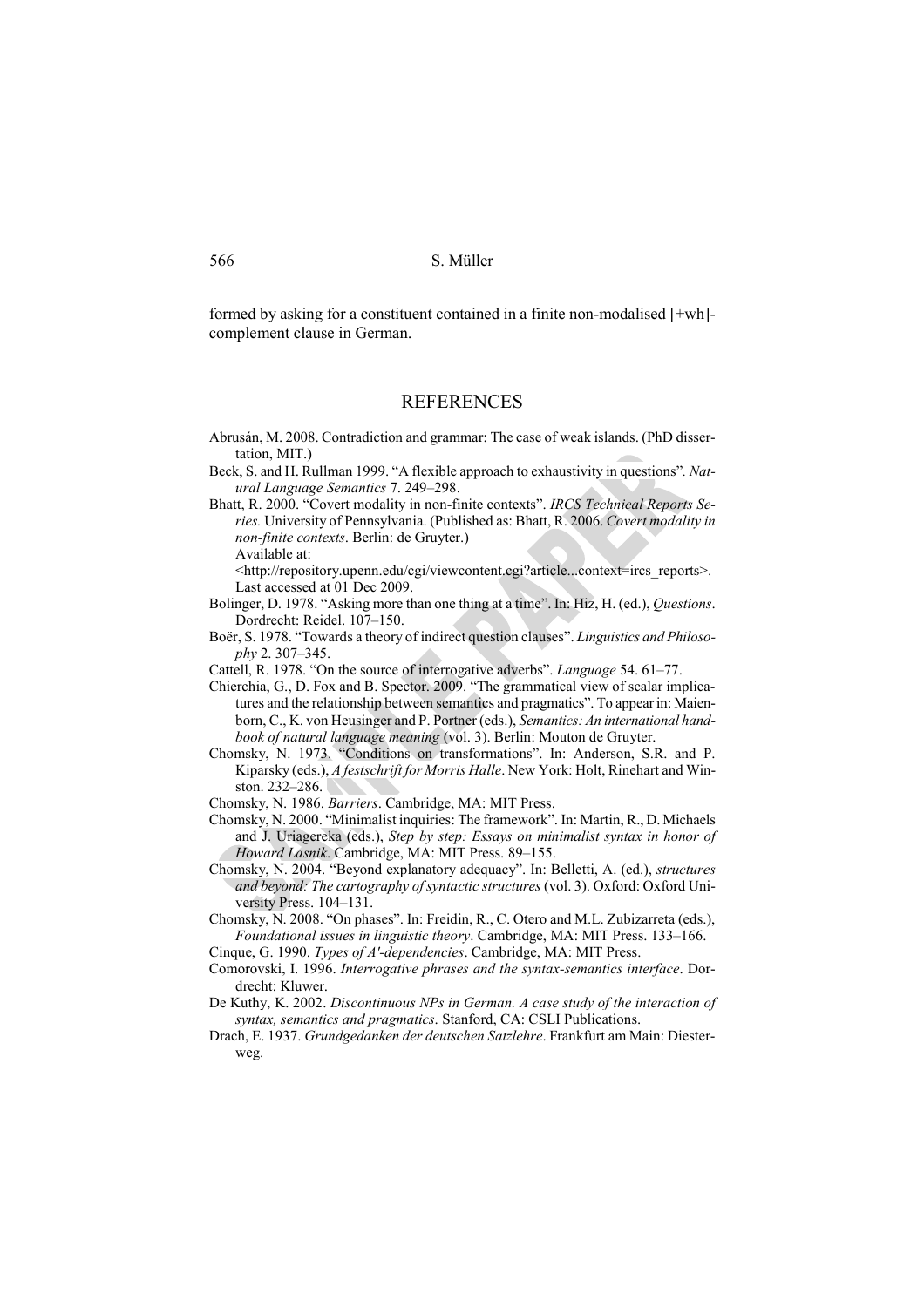formed by asking for a constituent contained in a finite non-modalised [+wh]-complement clause in German.

## REFERENCES

Abrusán, M. 2008. Contradiction and grammar: The case of weak islands. (PhD dissertation, MIT.)

Beck, S. and H. Rullman 1999. "A flexible approach to exhaustivity in questions"*. Natural Language Semantics* 7. 249–298.

Bhatt, R. 2000. "Covert modality in non-finite contexts". *IRCS Technical Reports Series.* University of Pennsylvania. (Published as: Bhatt, R. 2006. *Covert modality in non-finite contexts*. Berlin: de Gruyter.) Available at: <http://repository.upenn.edu/cgi/viewcontent.cgi?article...context=ircs_reports>. Last accessed at 01 Dec 2009.

Bolinger, D. 1978. "Asking more than one thing at a time". In: Hiz, H. (ed.), *Questions*. Dordrecht: Reidel. 107–150.

Boër, S. 1978. "Towards a theory of indirect question clauses". *Linguistics and Philosophy* 2. 307–345.

Cattell, R. 1978. "On the source of interrogative adverbs". *Language* 54. 61–77.

Chierchia, G., D. Fox and B. Spector. 2009. "The grammatical view of scalar implicatures and the relationship between semantics and pragmatics". To appear in: Maienborn, C., K. von Heusinger and P. Portner (eds.), *Semantics: An international handbook of natural language meaning* (vol. 3). Berlin: Mouton de Gruyter.

Chomsky, N. 1973. "Conditions on transformations". In: Anderson, S.R. and P. Kiparsky (eds.), *A festschrift for Morris Halle*. New York: Holt, Rinehart and Winston. 232–286.

Chomsky, N. 1986. *Barriers*. Cambridge, MA: MIT Press.

Chomsky, N. 2000. "Minimalist inquiries: The framework". In: Martin, R., D. Michaels and J. Uriagereka (eds.), *Step by step: Essays on minimalist syntax in honor of Howard Lasnik*. Cambridge, MA: MIT Press. 89–155.

Chomsky, N. 2004. "Beyond explanatory adequacy". In: Belletti, A. (ed.), *structures and beyond: The cartography of syntactic structures* (vol. 3). Oxford: Oxford University Press. 104–131.

Chomsky, N. 2008. "On phases". In: Freidin, R., C. Otero and M.L. Zubizarreta (eds.), *Foundational issues in linguistic theory*. Cambridge, MA: MIT Press. 133–166.

Cinque, G. 1990. *Types of A'-dependencies*. Cambridge, MA: MIT Press.

Comorovski, I. 1996. *Interrogative phrases and the syntax-semantics interface*. Dordrecht: Kluwer.

De Kuthy, K. 2002. *Discontinuous NPs in German. A case study of the interaction of syntax, semantics and pragmatics*. Stanford, CA: CSLI Publications.

Drach, E. 1937. *Grundgedanken der deutschen Satzlehre*. Frankfurt am Main: Diesterweg.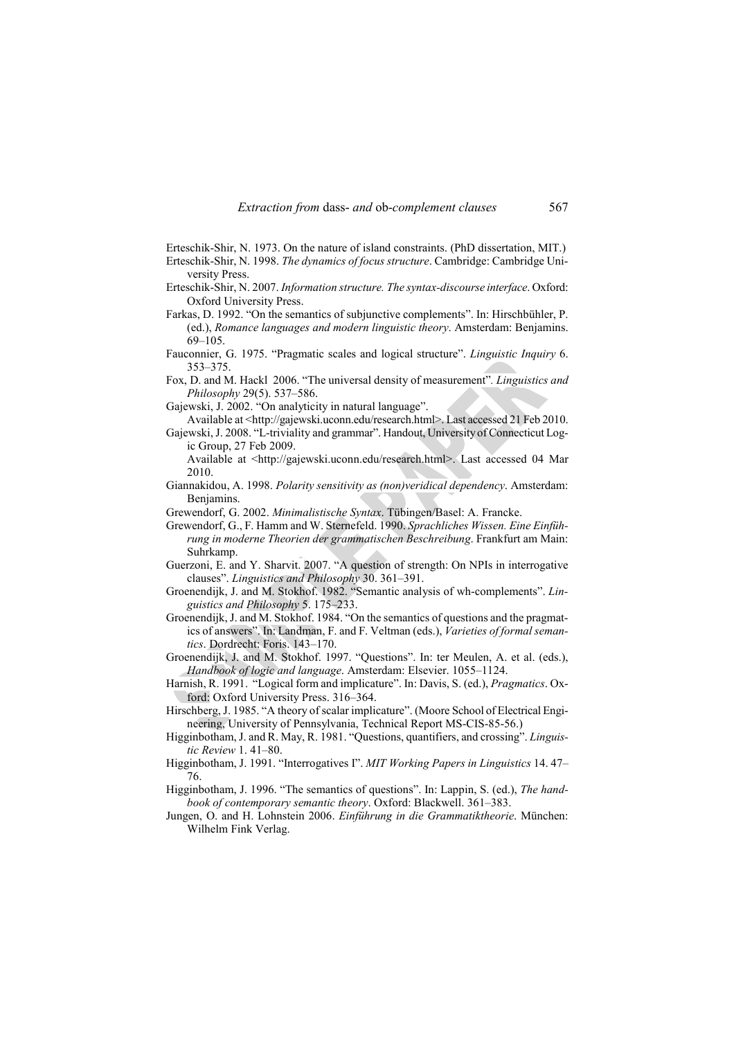Erteschik-Shir, N. 1973. On the nature of island constraints. (PhD dissertation, MIT.)

Erteschik-Shir, N. 1998. *The dynamics of focus structure*. Cambridge: Cambridge University Press.

Erteschik-Shir, N. 2007. *Information structure. The syntax-discourse interface*. Oxford: Oxford University Press.

Farkas, D. 1992. "On the semantics of subjunctive complements". In: Hirschbühler, P. (ed.), *Romance languages and modern linguistic theory*. Amsterdam: Benjamins. 69–105.

Fauconnier, G. 1975. "Pragmatic scales and logical structure". *Linguistic Inquiry* 6. 353–375.

Fox, D. and M. Hackl 2006. "The universal density of measurement". *Linguistics and Philosophy* 29(5). 537–586.

Gajewski, J. 2002. "On analyticity in natural language". Available at <http://gajewski.uconn.edu/research.html>. Last accessed 21 Feb 2010.

Gajewski, J. 2008. "L-triviality and grammar". Handout, University of Connecticut Logic Group, 27 Feb 2009. Available at <http://gajewski.uconn.edu/research.html>. Last accessed 04 Mar 2010.

Giannakidou, A. 1998. *Polarity sensitivity as (non)veridical dependency*. Amsterdam: Benjamins.

Grewendorf, G. 2002. *Minimalistische Syntax*. Tübingen/Basel: A. Francke.

Grewendorf, G., F. Hamm and W. Sternefeld. 1990. *Sprachliches Wissen. Eine Einführung in moderne Theorien der grammatischen Beschreibung*. Frankfurt am Main: Suhrkamp.

Guerzoni, E. and Y. Sharvit. 2007. "A question of strength: On NPIs in interrogative clauses". *Linguistics and Philosophy* 30. 361–391.

Groenendijk, J. and M. Stokhof. 1982. "Semantic analysis of wh-complements". *Linguistics and Philosophy* 5. 175–233.

Groenendijk, J. and M. Stokhof. 1984. "On the semantics of questions and the pragmatics of answers". In: Landman, F. and F. Veltman (eds.), *Varieties of formal semantics*. Dordrecht: Foris. 143–170.

Groenendijk, J. and M. Stokhof. 1997. "Questions". In: ter Meulen, A. et al. (eds.), *Handbook of logic and language*. Amsterdam: Elsevier. 1055–1124.

Harnish, R. 1991. "Logical form and implicature". In: Davis, S. (ed.), *Pragmatics*. Oxford: Oxford University Press. 316–364.

Hirschberg, J. 1985. "A theory of scalar implicature". (Moore School of Electrical Engineering, University of Pennsylvania, Technical Report MS-CIS-85-56.)

Higginbotham, J. and R. May, R. 1981. "Questions, quantifiers, and crossing". *Linguistic Review* 1. 41–80.

Higginbotham, J. 1991. "Interrogatives I". *MIT Working Papers in Linguistics* 14. 47–76.

Higginbotham, J. 1996. "The semantics of questions". In: Lappin, S. (ed.), *The handbook of contemporary semantic theory*. Oxford: Blackwell. 361–383.

Jungen, O. and H. Lohnstein 2006. *Einführung in die Grammatiktheorie*. München: Wilhelm Fink Verlag.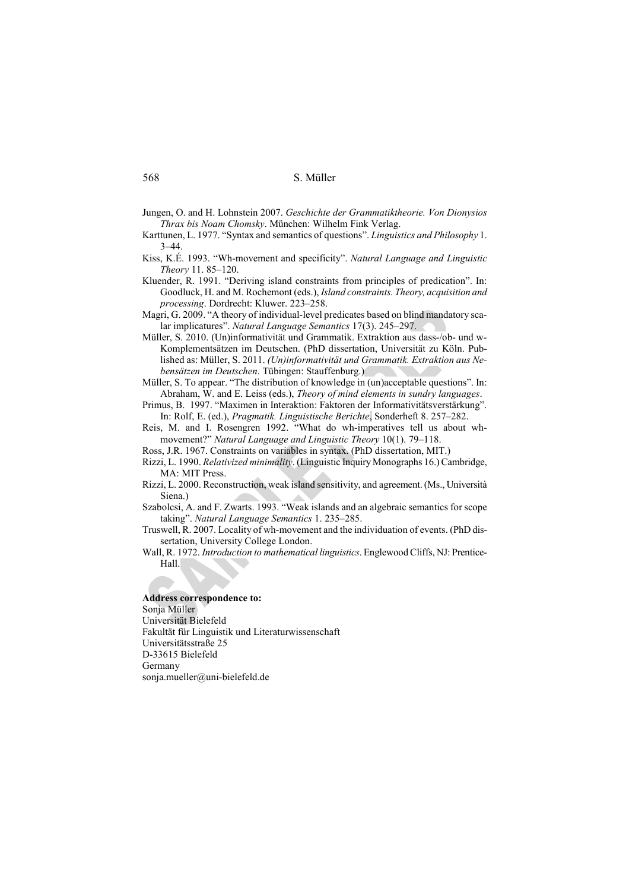Jungen, O. and H. Lohnstein 2007. *Geschichte der Grammatiktheorie. Von Dionysios Thrax bis Noam Chomsky*. München: Wilhelm Fink Verlag.

Karttunen, L. 1977. "Syntax and semantics of questions". *Linguistics and Philosophy* 1. 3–44.

Kiss, K.É. 1993. "Wh-movement and specificity". *Natural Language and Linguistic Theory* 11. 85–120.

Kluender, R. 1991. "Deriving island constraints from principles of predication". In: Goodluck, H. and M. Rochemont (eds.), *Island constraints. Theory, acquisition and processing*. Dordrecht: Kluwer. 223–258.

Magri, G. 2009. "A theory of individual-level predicates based on blind mandatory scalar implicatures". *Natural Language Semantics* 17(3). 245–297.

Müller, S. 2010. (Un)informativität und Grammatik. Extraktion aus dass-/ob- und w-Komplementsätzen im Deutschen. (PhD dissertation, Universität zu Köln. Published as: Müller, S. 2011. *(Un)informativität und Grammatik. Extraktion aus Nebensätzen im Deutschen*. Tübingen: Stauffenburg.)

Müller, S. To appear. "The distribution of knowledge in (un)acceptable questions". In: Abraham, W. and E. Leiss (eds.), *Theory of mind elements in sundry languages*.

Primus, B. 1997. "Maximen in Interaktion: Faktoren der Informativitätsverstärkung". In: Rolf, E. (ed.), *Pragmatik. Linguistische Berichte*, Sonderheft 8. 257–282.

Reis, M. and I. Rosengren 1992. "What do wh-imperatives tell us about wh-movement?" *Natural Language and Linguistic Theory* 10(1). 79–118.

Ross, J.R. 1967. Constraints on variables in syntax. (PhD dissertation, MIT.)

Rizzi, L. 1990. *Relativized minimality*. (Linguistic Inquiry Monographs 16.) Cambridge, MA: MIT Press.

Rizzi, L. 2000. Reconstruction, weak island sensitivity, and agreement. (Ms., Università Siena.)

Szabolcsi, A. and F. Zwarts. 1993. "Weak islands and an algebraic semantics for scope taking". *Natural Language Semantics* 1. 235–285.

Truswell, R. 2007. Locality of wh-movement and the individuation of events. (PhD dissertation, University College London.

Wall, R. 1972. *Introduction to mathematical linguistics*. Englewood Cliffs, NJ: Prentice-Hall.

**Address correspondence to:**
Sonja Müller
Universität Bielefeld
Fakultät für Linguistik und Literaturwissenschaft
Universitätsstraße 25
D-33615 Bielefeld
Germany
sonja.mueller@uni-bielefeld.de